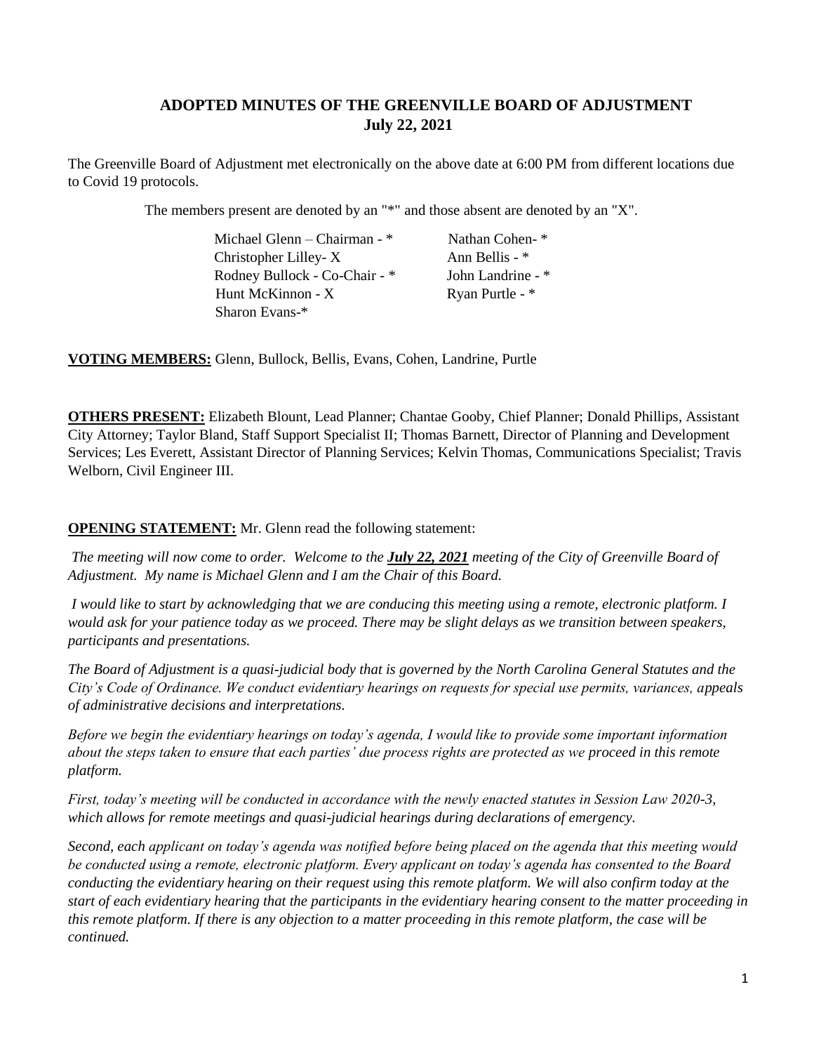## ADOPTED MINUTES OF THE GREENVILLE BOARD OF ADJUSTMENT
## July 22, 2021

The Greenville Board of Adjustment met electronically on the above date at 6:00 PM from different locations due to Covid 19 protocols.

The members present are denoted by an "*" and those absent are denoted by an "X".

| | |
|---|---|
| Michael Glenn – Chairman - * | Nathan Cohen- * |
| Christopher Lilley- X | Ann Bellis - * |
| Rodney Bullock - Co-Chair - * | John Landrine - * |
| Hunt McKinnon - X | Ryan Purtle - * |
| Sharon Evans-* | |

**VOTING MEMBERS:** Glenn, Bullock, Bellis, Evans, Cohen, Landrine, Purtle

**OTHERS PRESENT:** Elizabeth Blount, Lead Planner; Chantae Gooby, Chief Planner; Donald Phillips, Assistant City Attorney; Taylor Bland, Staff Support Specialist II; Thomas Barnett, Director of Planning and Development Services; Les Everett, Assistant Director of Planning Services; Kelvin Thomas, Communications Specialist; Travis Welborn, Civil Engineer III.

**OPENING STATEMENT:** Mr. Glenn read the following statement:

*The meeting will now come to order. Welcome to the* ***July 22, 2021*** *meeting of the City of Greenville Board of Adjustment. My name is Michael Glenn and I am the Chair of this Board.*

*I would like to start by acknowledging that we are conducing this meeting using a remote, electronic platform. I would ask for your patience today as we proceed. There may be slight delays as we transition between speakers, participants and presentations.*

*The Board of Adjustment is a quasi-judicial body that is governed by the North Carolina General Statutes and the City's Code of Ordinance. We conduct evidentiary hearings on requests for special use permits, variances, appeals of administrative decisions and interpretations.*

*Before we begin the evidentiary hearings on today's agenda, I would like to provide some important information about the steps taken to ensure that each parties' due process rights are protected as we proceed in this remote platform.*

*First, today's meeting will be conducted in accordance with the newly enacted statutes in Session Law 2020-3, which allows for remote meetings and quasi-judicial hearings during declarations of emergency.*

*Second, each applicant on today's agenda was notified before being placed on the agenda that this meeting would be conducted using a remote, electronic platform. Every applicant on today's agenda has consented to the Board conducting the evidentiary hearing on their request using this remote platform. We will also confirm today at the start of each evidentiary hearing that the participants in the evidentiary hearing consent to the matter proceeding in this remote platform. If there is any objection to a matter proceeding in this remote platform, the case will be continued.*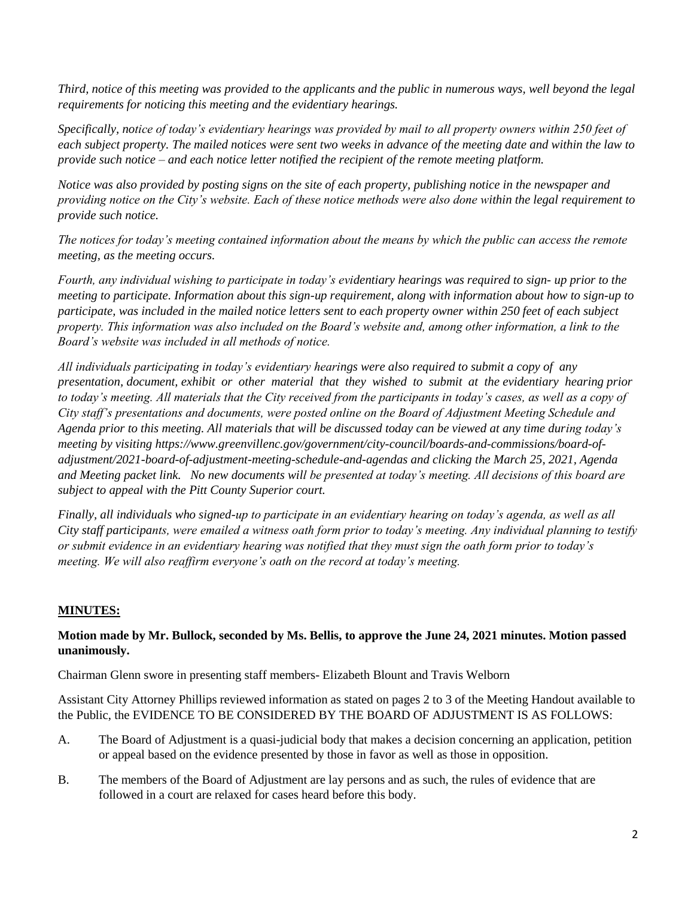*Third, notice of this meeting was provided to the applicants and the public in numerous ways, well beyond the legal requirements for noticing this meeting and the evidentiary hearings.*

*Specifically, notice of today's evidentiary hearings was provided by mail to all property owners within 250 feet of each subject property. The mailed notices were sent two weeks in advance of the meeting date and within the law to provide such notice – and each notice letter notified the recipient of the remote meeting platform.*

*Notice was also provided by posting signs on the site of each property, publishing notice in the newspaper and providing notice on the City's website. Each of these notice methods were also done within the legal requirement to provide such notice.*

*The notices for today's meeting contained information about the means by which the public can access the remote meeting, as the meeting occurs.*

*Fourth, any individual wishing to participate in today's evidentiary hearings was required to sign- up prior to the meeting to participate. Information about this sign-up requirement, along with information about how to sign-up to participate, was included in the mailed notice letters sent to each property owner within 250 feet of each subject property. This information was also included on the Board's website and, among other information, a link to the Board's website was included in all methods of notice.*

*All individuals participating in today's evidentiary hearings were also required to submit a copy of any presentation, document, exhibit or other material that they wished to submit at the evidentiary hearing prior to today's meeting. All materials that the City received from the participants in today's cases, as well as a copy of City staff's presentations and documents, were posted online on the Board of Adjustment Meeting Schedule and Agenda prior to this meeting. All materials that will be discussed today can be viewed at any time during today's meeting by visiting https://www.greenvillenc.gov/government/city-council/boards-and-commissions/board-of-adjustment/2021-board-of-adjustment-meeting-schedule-and-agendas and clicking the March 25, 2021, Agenda and Meeting packet link. No new documents will be presented at today's meeting. All decisions of this board are subject to appeal with the Pitt County Superior court.*

*Finally, all individuals who signed-up to participate in an evidentiary hearing on today's agenda, as well as all City staff participants, were emailed a witness oath form prior to today's meeting. Any individual planning to testify or submit evidence in an evidentiary hearing was notified that they must sign the oath form prior to today's meeting. We will also reaffirm everyone's oath on the record at today's meeting.*

## MINUTES:

**Motion made by Mr. Bullock, seconded by Ms. Bellis, to approve the June 24, 2021 minutes. Motion passed unanimously.**

Chairman Glenn swore in presenting staff members- Elizabeth Blount and Travis Welborn

Assistant City Attorney Phillips reviewed information as stated on pages 2 to 3 of the Meeting Handout available to the Public, the EVIDENCE TO BE CONSIDERED BY THE BOARD OF ADJUSTMENT IS AS FOLLOWS:

A. The Board of Adjustment is a quasi-judicial body that makes a decision concerning an application, petition or appeal based on the evidence presented by those in favor as well as those in opposition.

B. The members of the Board of Adjustment are lay persons and as such, the rules of evidence that are followed in a court are relaxed for cases heard before this body.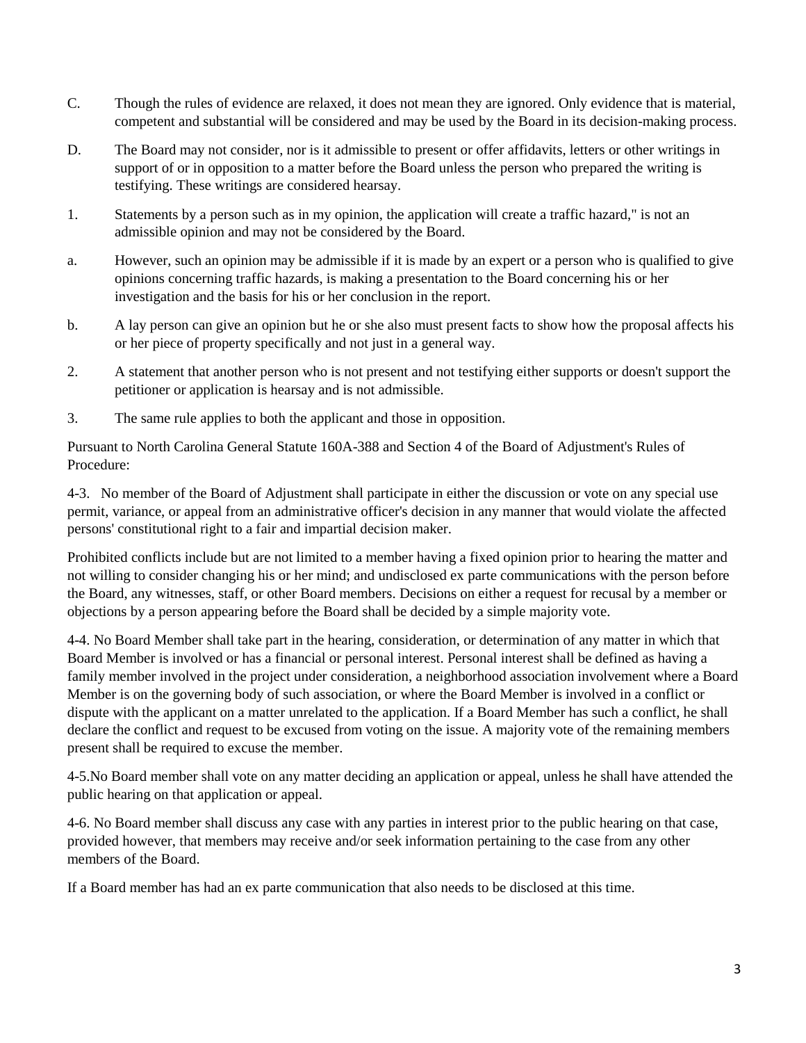C. Though the rules of evidence are relaxed, it does not mean they are ignored. Only evidence that is material, competent and substantial will be considered and may be used by the Board in its decision-making process.

D. The Board may not consider, nor is it admissible to present or offer affidavits, letters or other writings in support of or in opposition to a matter before the Board unless the person who prepared the writing is testifying. These writings are considered hearsay.

1. Statements by a person such as in my opinion, the application will create a traffic hazard," is not an admissible opinion and may not be considered by the Board.

a. However, such an opinion may be admissible if it is made by an expert or a person who is qualified to give opinions concerning traffic hazards, is making a presentation to the Board concerning his or her investigation and the basis for his or her conclusion in the report.

b. A lay person can give an opinion but he or she also must present facts to show how the proposal affects his or her piece of property specifically and not just in a general way.

2. A statement that another person who is not present and not testifying either supports or doesn't support the petitioner or application is hearsay and is not admissible.

3. The same rule applies to both the applicant and those in opposition.

Pursuant to North Carolina General Statute 160A-388 and Section 4 of the Board of Adjustment's Rules of Procedure:

4-3. No member of the Board of Adjustment shall participate in either the discussion or vote on any special use permit, variance, or appeal from an administrative officer's decision in any manner that would violate the affected persons' constitutional right to a fair and impartial decision maker.

Prohibited conflicts include but are not limited to a member having a fixed opinion prior to hearing the matter and not willing to consider changing his or her mind; and undisclosed ex parte communications with the person before the Board, any witnesses, staff, or other Board members. Decisions on either a request for recusal by a member or objections by a person appearing before the Board shall be decided by a simple majority vote.

4-4. No Board Member shall take part in the hearing, consideration, or determination of any matter in which that Board Member is involved or has a financial or personal interest. Personal interest shall be defined as having a family member involved in the project under consideration, a neighborhood association involvement where a Board Member is on the governing body of such association, or where the Board Member is involved in a conflict or dispute with the applicant on a matter unrelated to the application. If a Board Member has such a conflict, he shall declare the conflict and request to be excused from voting on the issue. A majority vote of the remaining members present shall be required to excuse the member.

4-5.No Board member shall vote on any matter deciding an application or appeal, unless he shall have attended the public hearing on that application or appeal.

4-6. No Board member shall discuss any case with any parties in interest prior to the public hearing on that case, provided however, that members may receive and/or seek information pertaining to the case from any other members of the Board.

If a Board member has had an ex parte communication that also needs to be disclosed at this time.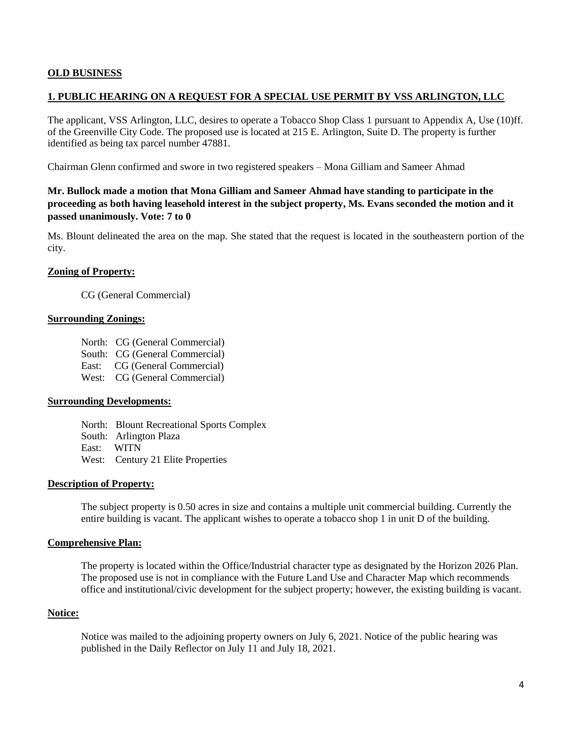**OLD BUSINESS**

**1. PUBLIC HEARING ON A REQUEST FOR A SPECIAL USE PERMIT BY VSS ARLINGTON, LLC**

The applicant, VSS Arlington, LLC, desires to operate a Tobacco Shop Class 1 pursuant to Appendix A, Use (10)ff. of the Greenville City Code. The proposed use is located at 215 E. Arlington, Suite D. The property is further identified as being tax parcel number 47881.

Chairman Glenn confirmed and swore in two registered speakers – Mona Gilliam and Sameer Ahmad

**Mr. Bullock made a motion that Mona Gilliam and Sameer Ahmad have standing to participate in the proceeding as both having leasehold interest in the subject property, Ms. Evans seconded the motion and it passed unanimously. Vote: 7 to 0**

Ms. Blount delineated the area on the map. She stated that the request is located in the southeastern portion of the city.

**Zoning of Property:**

CG (General Commercial)

**Surrounding Zonings:**

North: CG (General Commercial)
South: CG (General Commercial)
East: CG (General Commercial)
West: CG (General Commercial)

**Surrounding Developments:**

North: Blount Recreational Sports Complex
South: Arlington Plaza
East: WITN
West: Century 21 Elite Properties

**Description of Property:**

The subject property is 0.50 acres in size and contains a multiple unit commercial building. Currently the entire building is vacant. The applicant wishes to operate a tobacco shop 1 in unit D of the building.

**Comprehensive Plan:**

The property is located within the Office/Industrial character type as designated by the Horizon 2026 Plan. The proposed use is not in compliance with the Future Land Use and Character Map which recommends office and institutional/civic development for the subject property; however, the existing building is vacant.

**Notice:**

Notice was mailed to the adjoining property owners on July 6, 2021. Notice of the public hearing was published in the Daily Reflector on July 11 and July 18, 2021.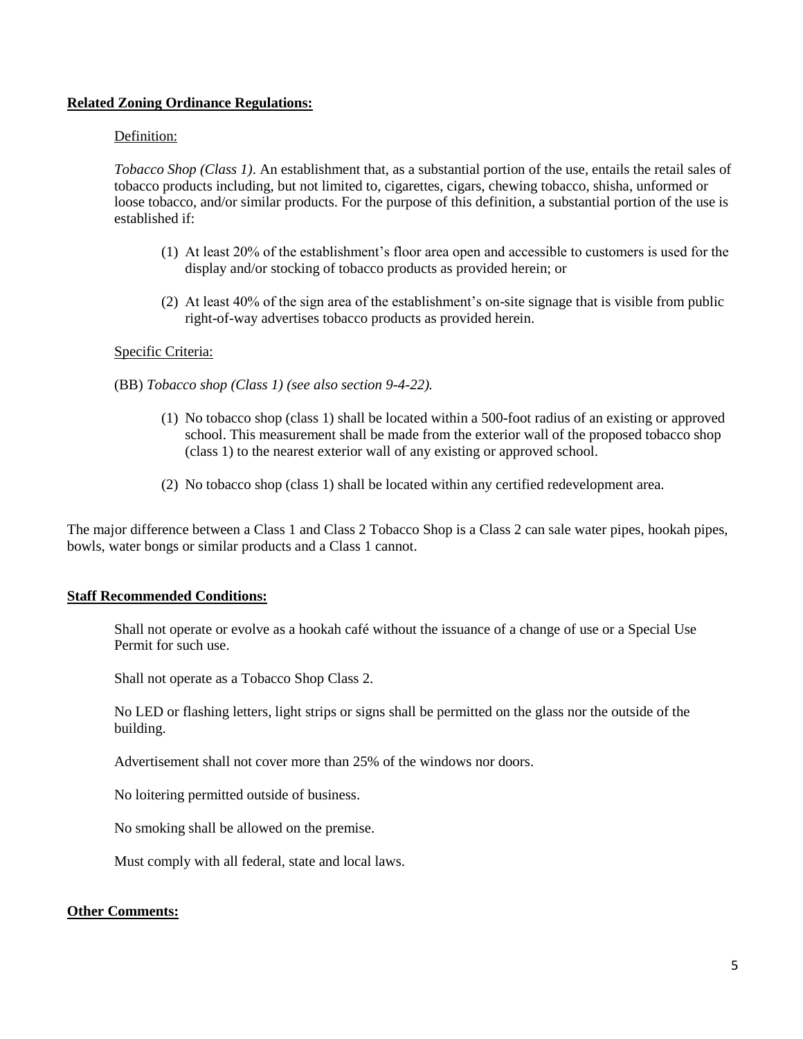**Related Zoning Ordinance Regulations:**

Definition:

*Tobacco Shop (Class 1).* An establishment that, as a substantial portion of the use, entails the retail sales of tobacco products including, but not limited to, cigarettes, cigars, chewing tobacco, shisha, unformed or loose tobacco, and/or similar products. For the purpose of this definition, a substantial portion of the use is established if:

(1) At least 20% of the establishment's floor area open and accessible to customers is used for the display and/or stocking of tobacco products as provided herein; or

(2) At least 40% of the sign area of the establishment's on-site signage that is visible from public right-of-way advertises tobacco products as provided herein.

Specific Criteria:

(BB) *Tobacco shop (Class 1) (see also section 9-4-22).*

(1) No tobacco shop (class 1) shall be located within a 500-foot radius of an existing or approved school. This measurement shall be made from the exterior wall of the proposed tobacco shop (class 1) to the nearest exterior wall of any existing or approved school.

(2) No tobacco shop (class 1) shall be located within any certified redevelopment area.

The major difference between a Class 1 and Class 2 Tobacco Shop is a Class 2 can sale water pipes, hookah pipes, bowls, water bongs or similar products and a Class 1 cannot.

**Staff Recommended Conditions:**

Shall not operate or evolve as a hookah café without the issuance of a change of use or a Special Use Permit for such use.

Shall not operate as a Tobacco Shop Class 2.

No LED or flashing letters, light strips or signs shall be permitted on the glass nor the outside of the building.

Advertisement shall not cover more than 25% of the windows nor doors.

No loitering permitted outside of business.

No smoking shall be allowed on the premise.

Must comply with all federal, state and local laws.

**Other Comments:**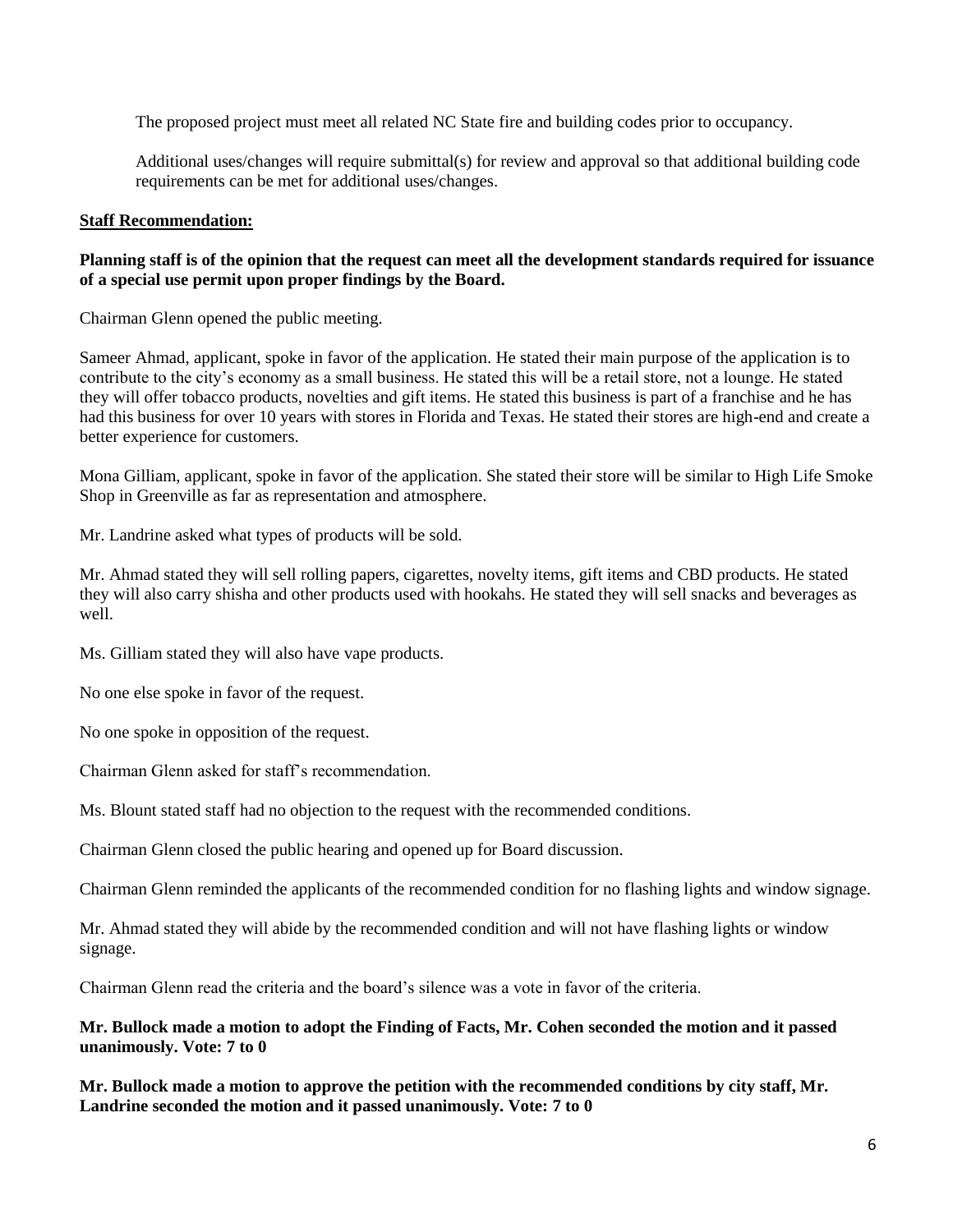The proposed project must meet all related NC State fire and building codes prior to occupancy.

Additional uses/changes will require submittal(s) for review and approval so that additional building code requirements can be met for additional uses/changes.

**Staff Recommendation:**

**Planning staff is of the opinion that the request can meet all the development standards required for issuance of a special use permit upon proper findings by the Board.**

Chairman Glenn opened the public meeting.

Sameer Ahmad, applicant, spoke in favor of the application. He stated their main purpose of the application is to contribute to the city's economy as a small business. He stated this will be a retail store, not a lounge. He stated they will offer tobacco products, novelties and gift items. He stated this business is part of a franchise and he has had this business for over 10 years with stores in Florida and Texas. He stated their stores are high-end and create a better experience for customers.

Mona Gilliam, applicant, spoke in favor of the application. She stated their store will be similar to High Life Smoke Shop in Greenville as far as representation and atmosphere.

Mr. Landrine asked what types of products will be sold.

Mr. Ahmad stated they will sell rolling papers, cigarettes, novelty items, gift items and CBD products. He stated they will also carry shisha and other products used with hookahs. He stated they will sell snacks and beverages as well.

Ms. Gilliam stated they will also have vape products.

No one else spoke in favor of the request.

No one spoke in opposition of the request.

Chairman Glenn asked for staff's recommendation.

Ms. Blount stated staff had no objection to the request with the recommended conditions.

Chairman Glenn closed the public hearing and opened up for Board discussion.

Chairman Glenn reminded the applicants of the recommended condition for no flashing lights and window signage.

Mr. Ahmad stated they will abide by the recommended condition and will not have flashing lights or window signage.

Chairman Glenn read the criteria and the board's silence was a vote in favor of the criteria.

**Mr. Bullock made a motion to adopt the Finding of Facts, Mr. Cohen seconded the motion and it passed unanimously. Vote: 7 to 0**

**Mr. Bullock made a motion to approve the petition with the recommended conditions by city staff, Mr. Landrine seconded the motion and it passed unanimously. Vote: 7 to 0**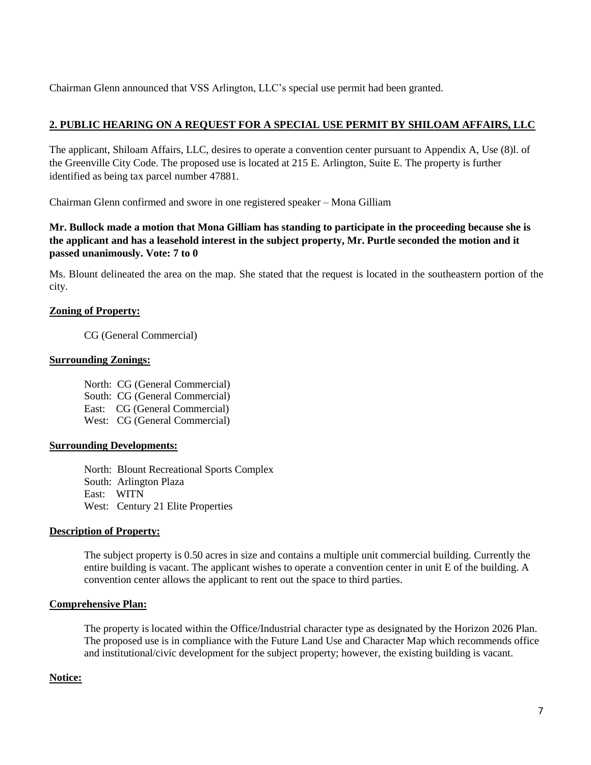Chairman Glenn announced that VSS Arlington, LLC's special use permit had been granted.

## 2. PUBLIC HEARING ON A REQUEST FOR A SPECIAL USE PERMIT BY SHILOAM AFFAIRS, LLC

The applicant, Shiloam Affairs, LLC, desires to operate a convention center pursuant to Appendix A, Use (8)l. of the Greenville City Code. The proposed use is located at 215 E. Arlington, Suite E. The property is further identified as being tax parcel number 47881.

Chairman Glenn confirmed and swore in one registered speaker – Mona Gilliam

**Mr. Bullock made a motion that Mona Gilliam has standing to participate in the proceeding because she is the applicant and has a leasehold interest in the subject property, Mr. Purtle seconded the motion and it passed unanimously. Vote: 7 to 0**

Ms. Blount delineated the area on the map. She stated that the request is located in the southeastern portion of the city.

**Zoning of Property:**

CG (General Commercial)

**Surrounding Zonings:**

North: CG (General Commercial)
South: CG (General Commercial)
East: CG (General Commercial)
West: CG (General Commercial)

**Surrounding Developments:**

North: Blount Recreational Sports Complex
South: Arlington Plaza
East: WITN
West: Century 21 Elite Properties

**Description of Property:**

The subject property is 0.50 acres in size and contains a multiple unit commercial building. Currently the entire building is vacant. The applicant wishes to operate a convention center in unit E of the building. A convention center allows the applicant to rent out the space to third parties.

**Comprehensive Plan:**

The property is located within the Office/Industrial character type as designated by the Horizon 2026 Plan. The proposed use is in compliance with the Future Land Use and Character Map which recommends office and institutional/civic development for the subject property; however, the existing building is vacant.

**Notice:**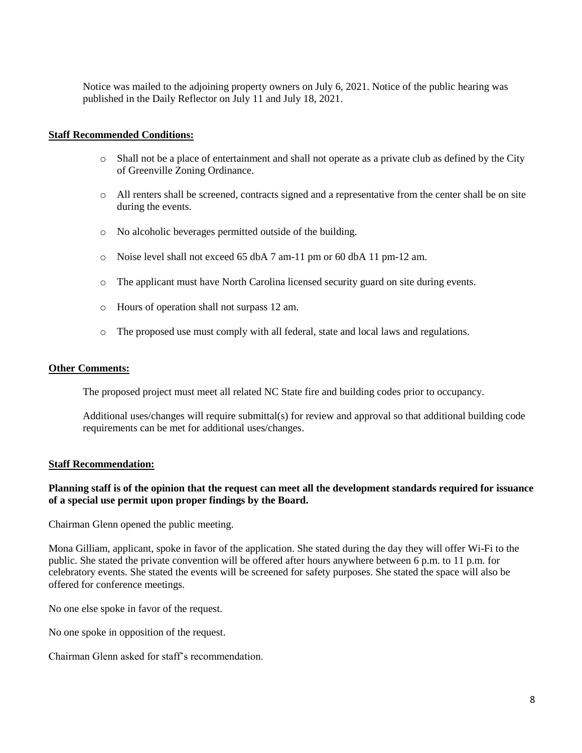Notice was mailed to the adjoining property owners on July 6, 2021. Notice of the public hearing was published in the Daily Reflector on July 11 and July 18, 2021.

**Staff Recommended Conditions:**

- Shall not be a place of entertainment and shall not operate as a private club as defined by the City of Greenville Zoning Ordinance.
- All renters shall be screened, contracts signed and a representative from the center shall be on site during the events.
- No alcoholic beverages permitted outside of the building.
- Noise level shall not exceed 65 dbA 7 am-11 pm or 60 dbA 11 pm-12 am.
- The applicant must have North Carolina licensed security guard on site during events.
- Hours of operation shall not surpass 12 am.
- The proposed use must comply with all federal, state and local laws and regulations.

**Other Comments:**

The proposed project must meet all related NC State fire and building codes prior to occupancy.

Additional uses/changes will require submittal(s) for review and approval so that additional building code requirements can be met for additional uses/changes.

**Staff Recommendation:**

**Planning staff is of the opinion that the request can meet all the development standards required for issuance of a special use permit upon proper findings by the Board.**

Chairman Glenn opened the public meeting.

Mona Gilliam, applicant, spoke in favor of the application. She stated during the day they will offer Wi-Fi to the public. She stated the private convention will be offered after hours anywhere between 6 p.m. to 11 p.m. for celebratory events. She stated the events will be screened for safety purposes. She stated the space will also be offered for conference meetings.

No one else spoke in favor of the request.

No one spoke in opposition of the request.

Chairman Glenn asked for staff's recommendation.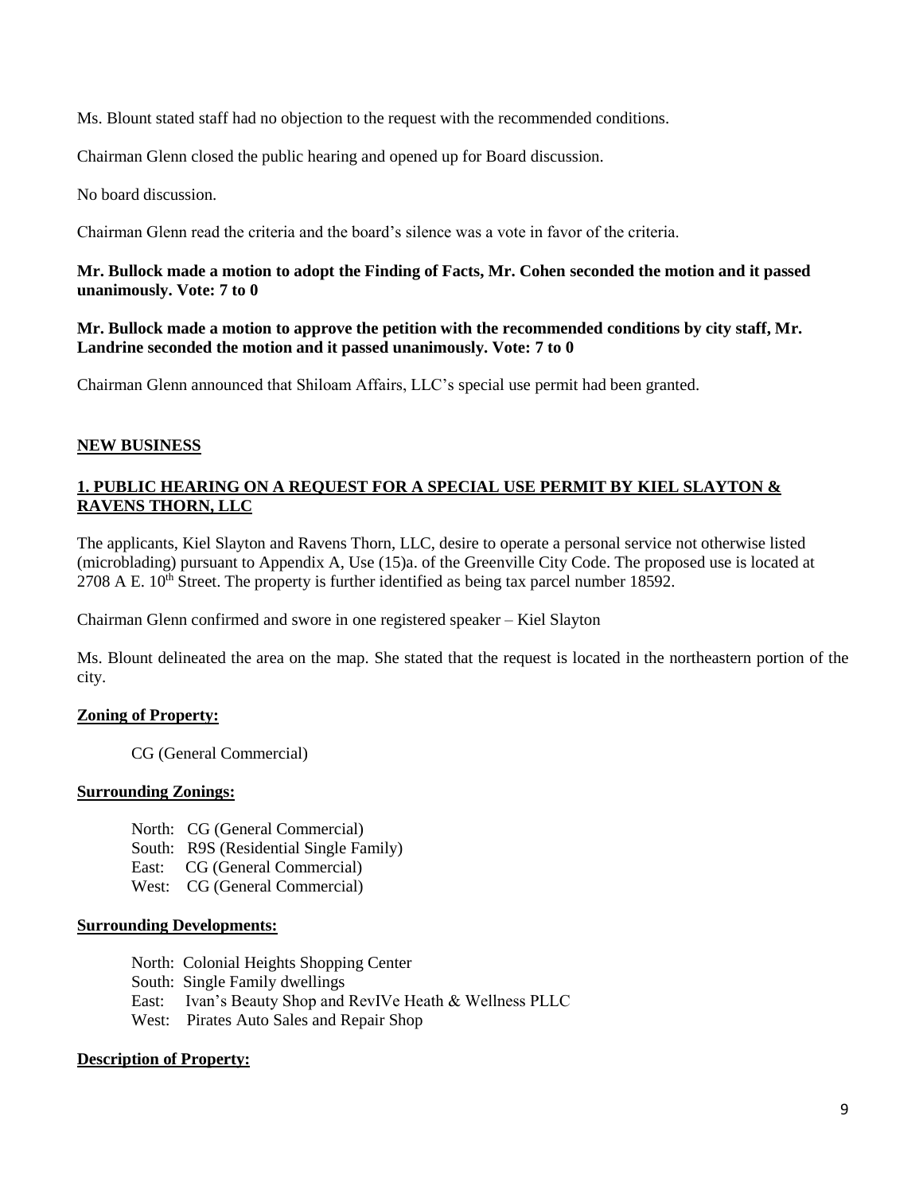Ms. Blount stated staff had no objection to the request with the recommended conditions.

Chairman Glenn closed the public hearing and opened up for Board discussion.

No board discussion.

Chairman Glenn read the criteria and the board's silence was a vote in favor of the criteria.

**Mr. Bullock made a motion to adopt the Finding of Facts, Mr. Cohen seconded the motion and it passed unanimously. Vote: 7 to 0**

**Mr. Bullock made a motion to approve the petition with the recommended conditions by city staff, Mr. Landrine seconded the motion and it passed unanimously. Vote: 7 to 0**

Chairman Glenn announced that Shiloam Affairs, LLC's special use permit had been granted.

## NEW BUSINESS

### 1. PUBLIC HEARING ON A REQUEST FOR A SPECIAL USE PERMIT BY KIEL SLAYTON & RAVENS THORN, LLC

The applicants, Kiel Slayton and Ravens Thorn, LLC, desire to operate a personal service not otherwise listed (microblading) pursuant to Appendix A, Use (15)a. of the Greenville City Code. The proposed use is located at 2708 A E. 10th Street. The property is further identified as being tax parcel number 18592.

Chairman Glenn confirmed and swore in one registered speaker – Kiel Slayton

Ms. Blount delineated the area on the map. She stated that the request is located in the northeastern portion of the city.

**Zoning of Property:**

CG (General Commercial)

**Surrounding Zonings:**

North: CG (General Commercial)
South: R9S (Residential Single Family)
East: CG (General Commercial)
West: CG (General Commercial)

**Surrounding Developments:**

North: Colonial Heights Shopping Center
South: Single Family dwellings
East: Ivan's Beauty Shop and RevIVe Heath & Wellness PLLC
West: Pirates Auto Sales and Repair Shop

**Description of Property:**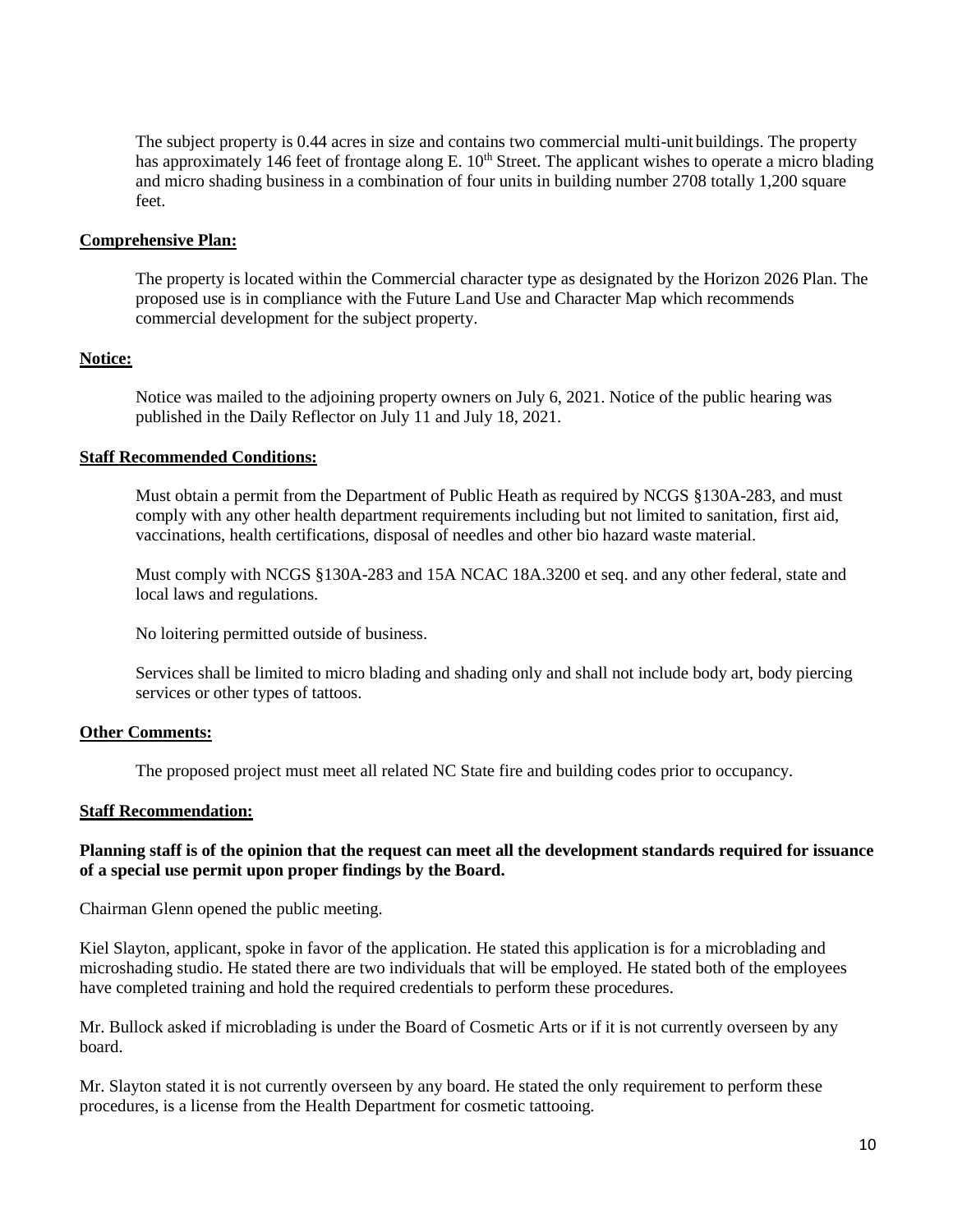The subject property is 0.44 acres in size and contains two commercial multi-unit buildings. The property has approximately 146 feet of frontage along E. 10th Street. The applicant wishes to operate a micro blading and micro shading business in a combination of four units in building number 2708 totally 1,200 square feet.

**Comprehensive Plan:**

The property is located within the Commercial character type as designated by the Horizon 2026 Plan. The proposed use is in compliance with the Future Land Use and Character Map which recommends commercial development for the subject property.

**Notice:**

Notice was mailed to the adjoining property owners on July 6, 2021. Notice of the public hearing was published in the Daily Reflector on July 11 and July 18, 2021.

**Staff Recommended Conditions:**

Must obtain a permit from the Department of Public Heath as required by NCGS §130A-283, and must comply with any other health department requirements including but not limited to sanitation, first aid, vaccinations, health certifications, disposal of needles and other bio hazard waste material.

Must comply with NCGS §130A-283 and 15A NCAC 18A.3200 et seq. and any other federal, state and local laws and regulations.

No loitering permitted outside of business.

Services shall be limited to micro blading and shading only and shall not include body art, body piercing services or other types of tattoos.

**Other Comments:**

The proposed project must meet all related NC State fire and building codes prior to occupancy.

**Staff Recommendation:**

**Planning staff is of the opinion that the request can meet all the development standards required for issuance of a special use permit upon proper findings by the Board.**

Chairman Glenn opened the public meeting.

Kiel Slayton, applicant, spoke in favor of the application. He stated this application is for a microblading and microshading studio. He stated there are two individuals that will be employed. He stated both of the employees have completed training and hold the required credentials to perform these procedures.

Mr. Bullock asked if microblading is under the Board of Cosmetic Arts or if it is not currently overseen by any board.

Mr. Slayton stated it is not currently overseen by any board. He stated the only requirement to perform these procedures, is a license from the Health Department for cosmetic tattooing.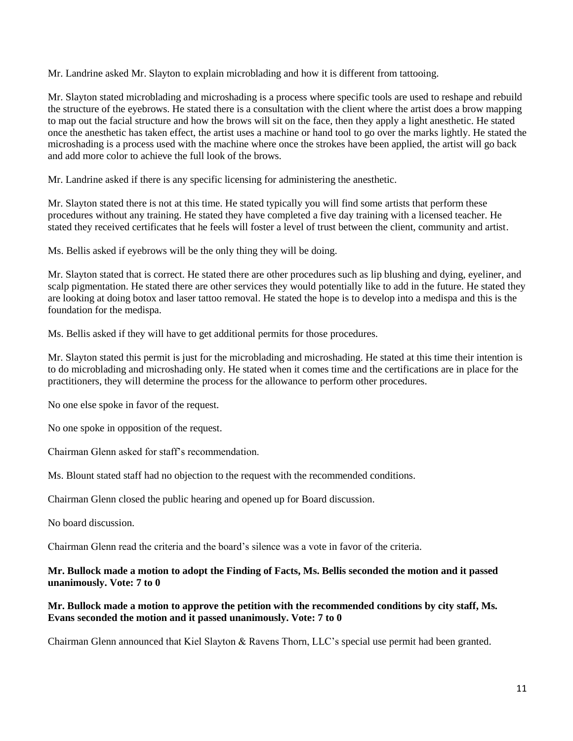Mr. Landrine asked Mr. Slayton to explain microblading and how it is different from tattooing.

Mr. Slayton stated microblading and microshading is a process where specific tools are used to reshape and rebuild the structure of the eyebrows. He stated there is a consultation with the client where the artist does a brow mapping to map out the facial structure and how the brows will sit on the face, then they apply a light anesthetic. He stated once the anesthetic has taken effect, the artist uses a machine or hand tool to go over the marks lightly. He stated the microshading is a process used with the machine where once the strokes have been applied, the artist will go back and add more color to achieve the full look of the brows.

Mr. Landrine asked if there is any specific licensing for administering the anesthetic.

Mr. Slayton stated there is not at this time. He stated typically you will find some artists that perform these procedures without any training. He stated they have completed a five day training with a licensed teacher. He stated they received certificates that he feels will foster a level of trust between the client, community and artist.

Ms. Bellis asked if eyebrows will be the only thing they will be doing.

Mr. Slayton stated that is correct. He stated there are other procedures such as lip blushing and dying, eyeliner, and scalp pigmentation. He stated there are other services they would potentially like to add in the future. He stated they are looking at doing botox and laser tattoo removal. He stated the hope is to develop into a medispa and this is the foundation for the medispa.

Ms. Bellis asked if they will have to get additional permits for those procedures.

Mr. Slayton stated this permit is just for the microblading and microshading. He stated at this time their intention is to do microblading and microshading only. He stated when it comes time and the certifications are in place for the practitioners, they will determine the process for the allowance to perform other procedures.

No one else spoke in favor of the request.

No one spoke in opposition of the request.

Chairman Glenn asked for staff's recommendation.

Ms. Blount stated staff had no objection to the request with the recommended conditions.

Chairman Glenn closed the public hearing and opened up for Board discussion.

No board discussion.

Chairman Glenn read the criteria and the board's silence was a vote in favor of the criteria.

**Mr. Bullock made a motion to adopt the Finding of Facts, Ms. Bellis seconded the motion and it passed unanimously. Vote: 7 to 0**

**Mr. Bullock made a motion to approve the petition with the recommended conditions by city staff, Ms. Evans seconded the motion and it passed unanimously. Vote: 7 to 0**

Chairman Glenn announced that Kiel Slayton & Ravens Thorn, LLC's special use permit had been granted.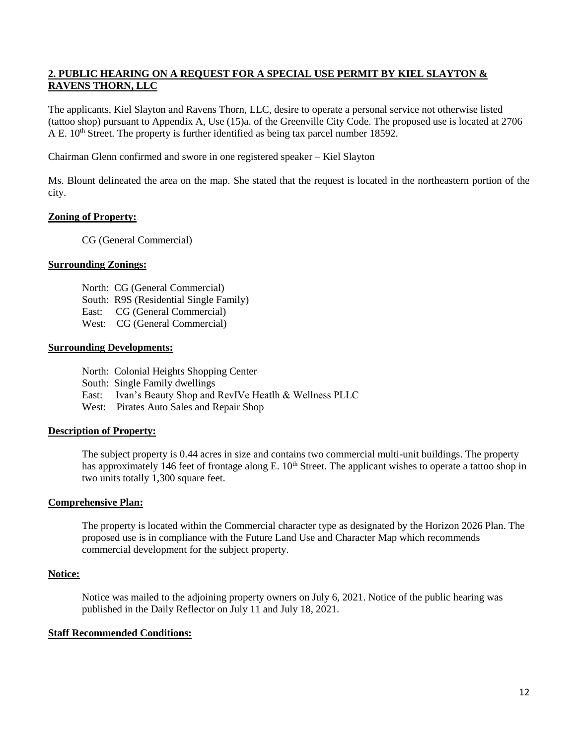## **2. PUBLIC HEARING ON A REQUEST FOR A SPECIAL USE PERMIT BY KIEL SLAYTON & RAVENS THORN, LLC**

The applicants, Kiel Slayton and Ravens Thorn, LLC, desire to operate a personal service not otherwise listed (tattoo shop) pursuant to Appendix A, Use (15)a. of the Greenville City Code. The proposed use is located at 2706 A E. 10th Street. The property is further identified as being tax parcel number 18592.

Chairman Glenn confirmed and swore in one registered speaker – Kiel Slayton

Ms. Blount delineated the area on the map. She stated that the request is located in the northeastern portion of the city.

### **Zoning of Property:**

CG (General Commercial)

### **Surrounding Zonings:**

North: CG (General Commercial)
South: R9S (Residential Single Family)
East: CG (General Commercial)
West: CG (General Commercial)

### **Surrounding Developments:**

North: Colonial Heights Shopping Center
South: Single Family dwellings
East: Ivan's Beauty Shop and RevIVe Heatlh & Wellness PLLC
West: Pirates Auto Sales and Repair Shop

### **Description of Property:**

The subject property is 0.44 acres in size and contains two commercial multi-unit buildings. The property has approximately 146 feet of frontage along E. 10th Street. The applicant wishes to operate a tattoo shop in two units totally 1,300 square feet.

### **Comprehensive Plan:**

The property is located within the Commercial character type as designated by the Horizon 2026 Plan. The proposed use is in compliance with the Future Land Use and Character Map which recommends commercial development for the subject property.

### **Notice:**

Notice was mailed to the adjoining property owners on July 6, 2021. Notice of the public hearing was published in the Daily Reflector on July 11 and July 18, 2021.

### **Staff Recommended Conditions:**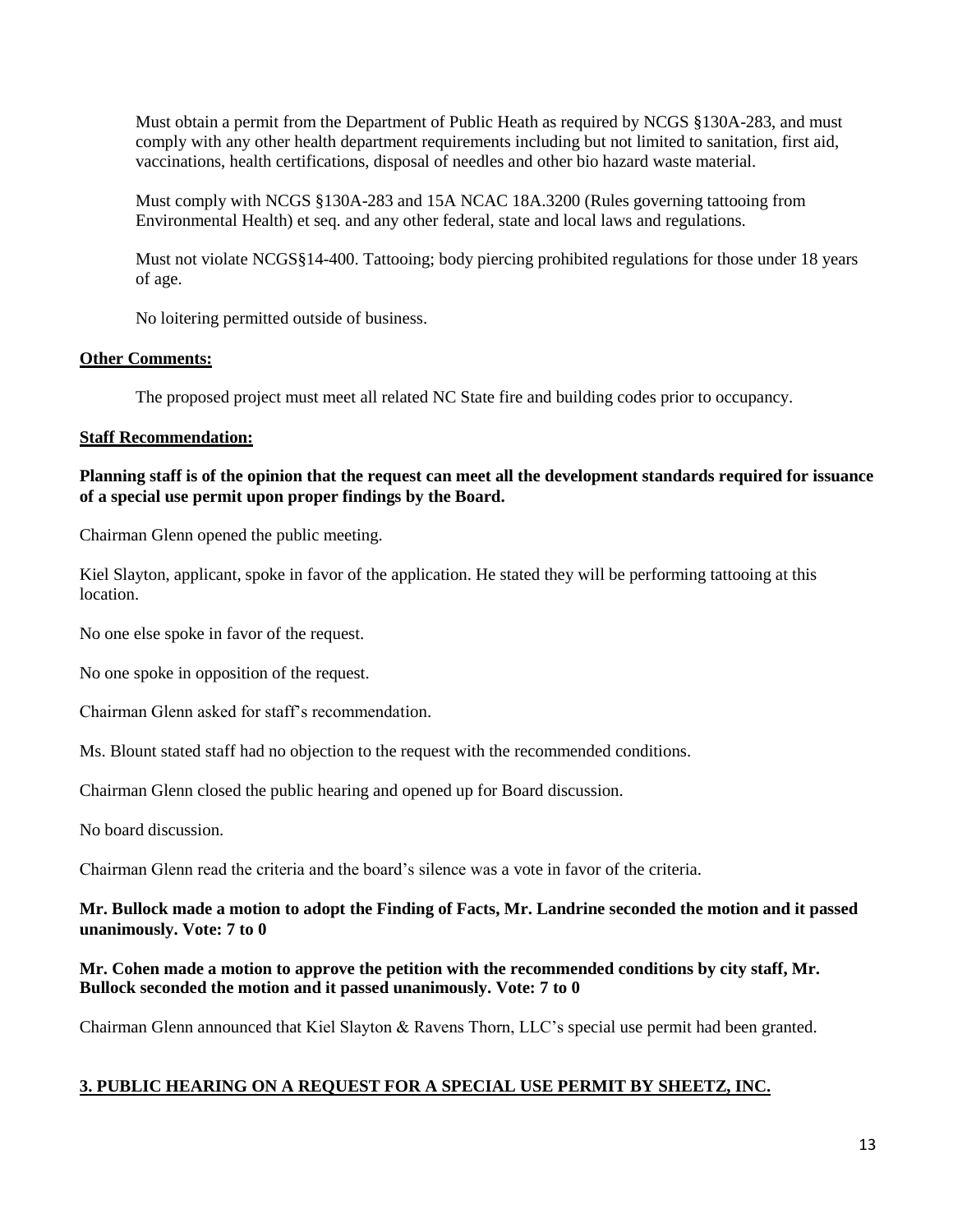Must obtain a permit from the Department of Public Heath as required by NCGS §130A-283, and must comply with any other health department requirements including but not limited to sanitation, first aid, vaccinations, health certifications, disposal of needles and other bio hazard waste material.

Must comply with NCGS §130A-283 and 15A NCAC 18A.3200 (Rules governing tattooing from Environmental Health) et seq. and any other federal, state and local laws and regulations.

Must not violate NCGS§14-400. Tattooing; body piercing prohibited regulations for those under 18 years of age.

No loitering permitted outside of business.

**Other Comments:**

The proposed project must meet all related NC State fire and building codes prior to occupancy.

**Staff Recommendation:**

**Planning staff is of the opinion that the request can meet all the development standards required for issuance of a special use permit upon proper findings by the Board.**

Chairman Glenn opened the public meeting.

Kiel Slayton, applicant, spoke in favor of the application. He stated they will be performing tattooing at this location.

No one else spoke in favor of the request.

No one spoke in opposition of the request.

Chairman Glenn asked for staff's recommendation.

Ms. Blount stated staff had no objection to the request with the recommended conditions.

Chairman Glenn closed the public hearing and opened up for Board discussion.

No board discussion.

Chairman Glenn read the criteria and the board's silence was a vote in favor of the criteria.

**Mr. Bullock made a motion to adopt the Finding of Facts, Mr. Landrine seconded the motion and it passed unanimously. Vote: 7 to 0**

**Mr. Cohen made a motion to approve the petition with the recommended conditions by city staff, Mr. Bullock seconded the motion and it passed unanimously. Vote: 7 to 0**

Chairman Glenn announced that Kiel Slayton & Ravens Thorn, LLC's special use permit had been granted.

**3. PUBLIC HEARING ON A REQUEST FOR A SPECIAL USE PERMIT BY SHEETZ, INC.**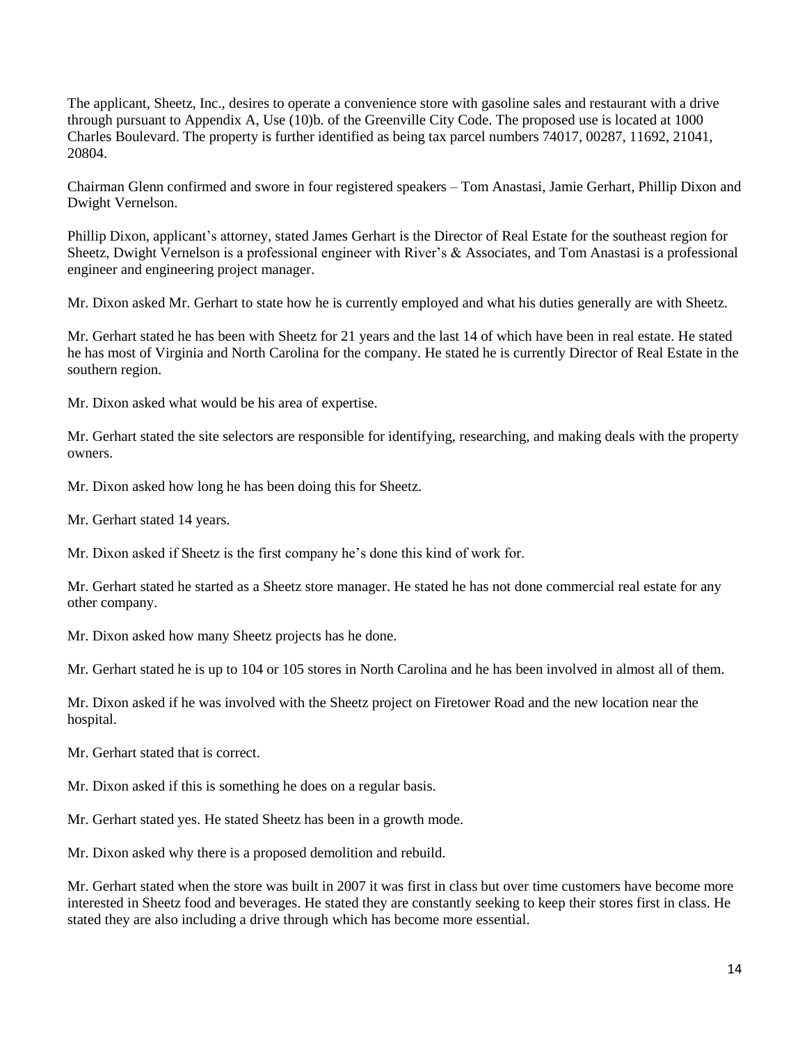The applicant, Sheetz, Inc., desires to operate a convenience store with gasoline sales and restaurant with a drive through pursuant to Appendix A, Use (10)b. of the Greenville City Code. The proposed use is located at 1000 Charles Boulevard. The property is further identified as being tax parcel numbers 74017, 00287, 11692, 21041, 20804.

Chairman Glenn confirmed and swore in four registered speakers – Tom Anastasi, Jamie Gerhart, Phillip Dixon and Dwight Vernelson.

Phillip Dixon, applicant's attorney, stated James Gerhart is the Director of Real Estate for the southeast region for Sheetz, Dwight Vernelson is a professional engineer with River's & Associates, and Tom Anastasi is a professional engineer and engineering project manager.

Mr. Dixon asked Mr. Gerhart to state how he is currently employed and what his duties generally are with Sheetz.

Mr. Gerhart stated he has been with Sheetz for 21 years and the last 14 of which have been in real estate. He stated he has most of Virginia and North Carolina for the company. He stated he is currently Director of Real Estate in the southern region.

Mr. Dixon asked what would be his area of expertise.

Mr. Gerhart stated the site selectors are responsible for identifying, researching, and making deals with the property owners.

Mr. Dixon asked how long he has been doing this for Sheetz.

Mr. Gerhart stated 14 years.

Mr. Dixon asked if Sheetz is the first company he's done this kind of work for.

Mr. Gerhart stated he started as a Sheetz store manager. He stated he has not done commercial real estate for any other company.

Mr. Dixon asked how many Sheetz projects has he done.

Mr. Gerhart stated he is up to 104 or 105 stores in North Carolina and he has been involved in almost all of them.

Mr. Dixon asked if he was involved with the Sheetz project on Firetower Road and the new location near the hospital.

Mr. Gerhart stated that is correct.

Mr. Dixon asked if this is something he does on a regular basis.

Mr. Gerhart stated yes. He stated Sheetz has been in a growth mode.

Mr. Dixon asked why there is a proposed demolition and rebuild.

Mr. Gerhart stated when the store was built in 2007 it was first in class but over time customers have become more interested in Sheetz food and beverages. He stated they are constantly seeking to keep their stores first in class. He stated they are also including a drive through which has become more essential.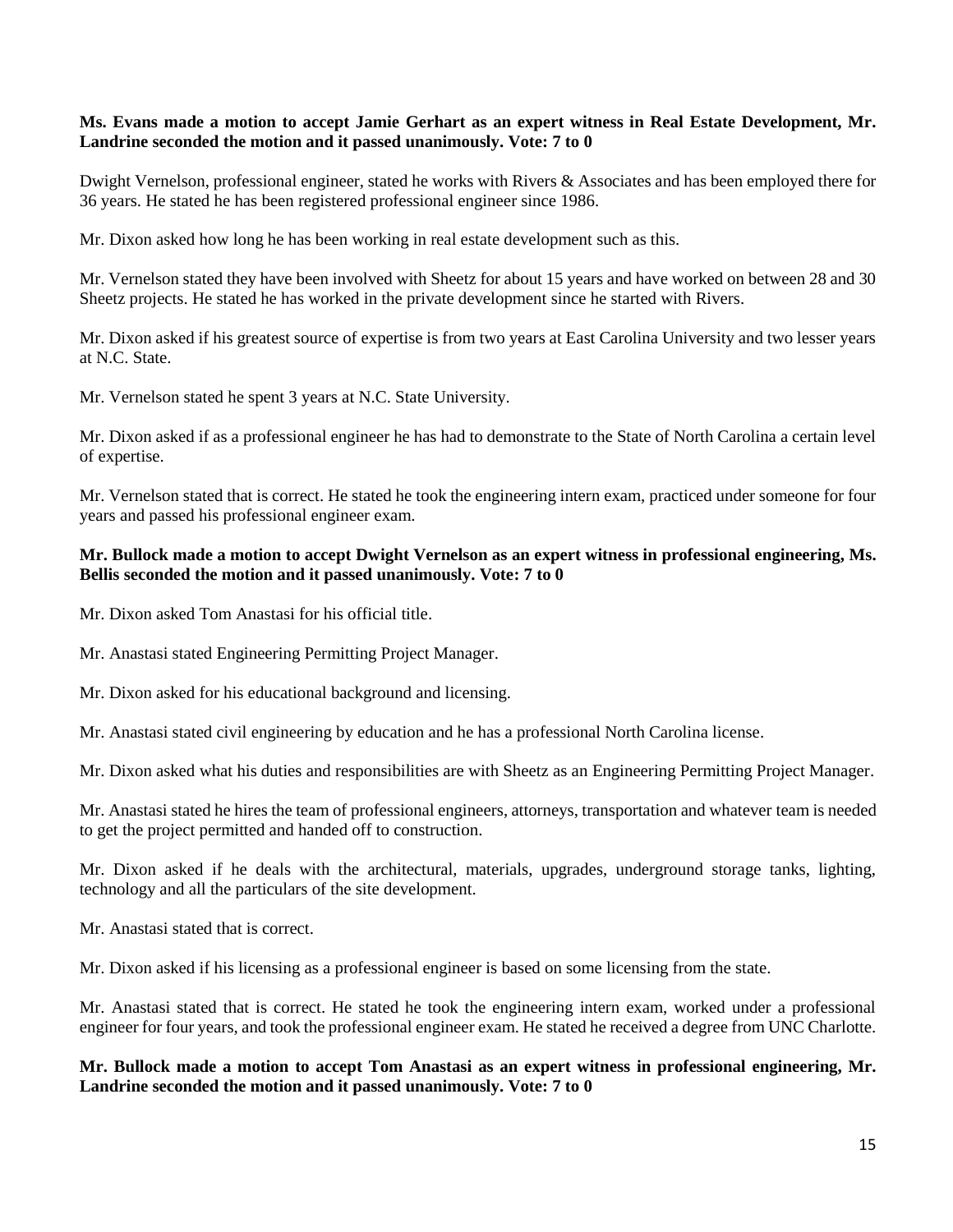**Ms. Evans made a motion to accept Jamie Gerhart as an expert witness in Real Estate Development, Mr. Landrine seconded the motion and it passed unanimously. Vote: 7 to 0**

Dwight Vernelson, professional engineer, stated he works with Rivers & Associates and has been employed there for 36 years. He stated he has been registered professional engineer since 1986.

Mr. Dixon asked how long he has been working in real estate development such as this.

Mr. Vernelson stated they have been involved with Sheetz for about 15 years and have worked on between 28 and 30 Sheetz projects. He stated he has worked in the private development since he started with Rivers.

Mr. Dixon asked if his greatest source of expertise is from two years at East Carolina University and two lesser years at N.C. State.

Mr. Vernelson stated he spent 3 years at N.C. State University.

Mr. Dixon asked if as a professional engineer he has had to demonstrate to the State of North Carolina a certain level of expertise.

Mr. Vernelson stated that is correct. He stated he took the engineering intern exam, practiced under someone for four years and passed his professional engineer exam.

**Mr. Bullock made a motion to accept Dwight Vernelson as an expert witness in professional engineering, Ms. Bellis seconded the motion and it passed unanimously. Vote: 7 to 0**

Mr. Dixon asked Tom Anastasi for his official title.

Mr. Anastasi stated Engineering Permitting Project Manager.

Mr. Dixon asked for his educational background and licensing.

Mr. Anastasi stated civil engineering by education and he has a professional North Carolina license.

Mr. Dixon asked what his duties and responsibilities are with Sheetz as an Engineering Permitting Project Manager.

Mr. Anastasi stated he hires the team of professional engineers, attorneys, transportation and whatever team is needed to get the project permitted and handed off to construction.

Mr. Dixon asked if he deals with the architectural, materials, upgrades, underground storage tanks, lighting, technology and all the particulars of the site development.

Mr. Anastasi stated that is correct.

Mr. Dixon asked if his licensing as a professional engineer is based on some licensing from the state.

Mr. Anastasi stated that is correct. He stated he took the engineering intern exam, worked under a professional engineer for four years, and took the professional engineer exam. He stated he received a degree from UNC Charlotte.

**Mr. Bullock made a motion to accept Tom Anastasi as an expert witness in professional engineering, Mr. Landrine seconded the motion and it passed unanimously. Vote: 7 to 0**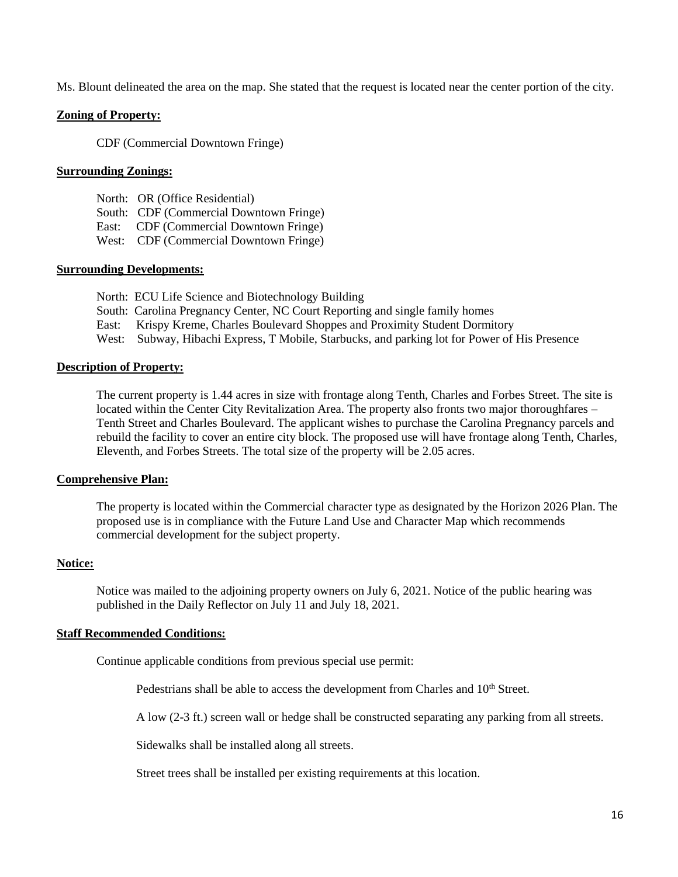Ms. Blount delineated the area on the map. She stated that the request is located near the center portion of the city.

**Zoning of Property:**

CDF (Commercial Downtown Fringe)

**Surrounding Zonings:**

North: OR (Office Residential)
South: CDF (Commercial Downtown Fringe)
East: CDF (Commercial Downtown Fringe)
West: CDF (Commercial Downtown Fringe)

**Surrounding Developments:**

North: ECU Life Science and Biotechnology Building
South: Carolina Pregnancy Center, NC Court Reporting and single family homes
East: Krispy Kreme, Charles Boulevard Shoppes and Proximity Student Dormitory
West: Subway, Hibachi Express, T Mobile, Starbucks, and parking lot for Power of His Presence

**Description of Property:**

The current property is 1.44 acres in size with frontage along Tenth, Charles and Forbes Street. The site is located within the Center City Revitalization Area. The property also fronts two major thoroughfares – Tenth Street and Charles Boulevard. The applicant wishes to purchase the Carolina Pregnancy parcels and rebuild the facility to cover an entire city block. The proposed use will have frontage along Tenth, Charles, Eleventh, and Forbes Streets. The total size of the property will be 2.05 acres.

**Comprehensive Plan:**

The property is located within the Commercial character type as designated by the Horizon 2026 Plan. The proposed use is in compliance with the Future Land Use and Character Map which recommends commercial development for the subject property.

**Notice:**

Notice was mailed to the adjoining property owners on July 6, 2021. Notice of the public hearing was published in the Daily Reflector on July 11 and July 18, 2021.

**Staff Recommended Conditions:**

Continue applicable conditions from previous special use permit:

Pedestrians shall be able to access the development from Charles and 10th Street.

A low (2-3 ft.) screen wall or hedge shall be constructed separating any parking from all streets.

Sidewalks shall be installed along all streets.

Street trees shall be installed per existing requirements at this location.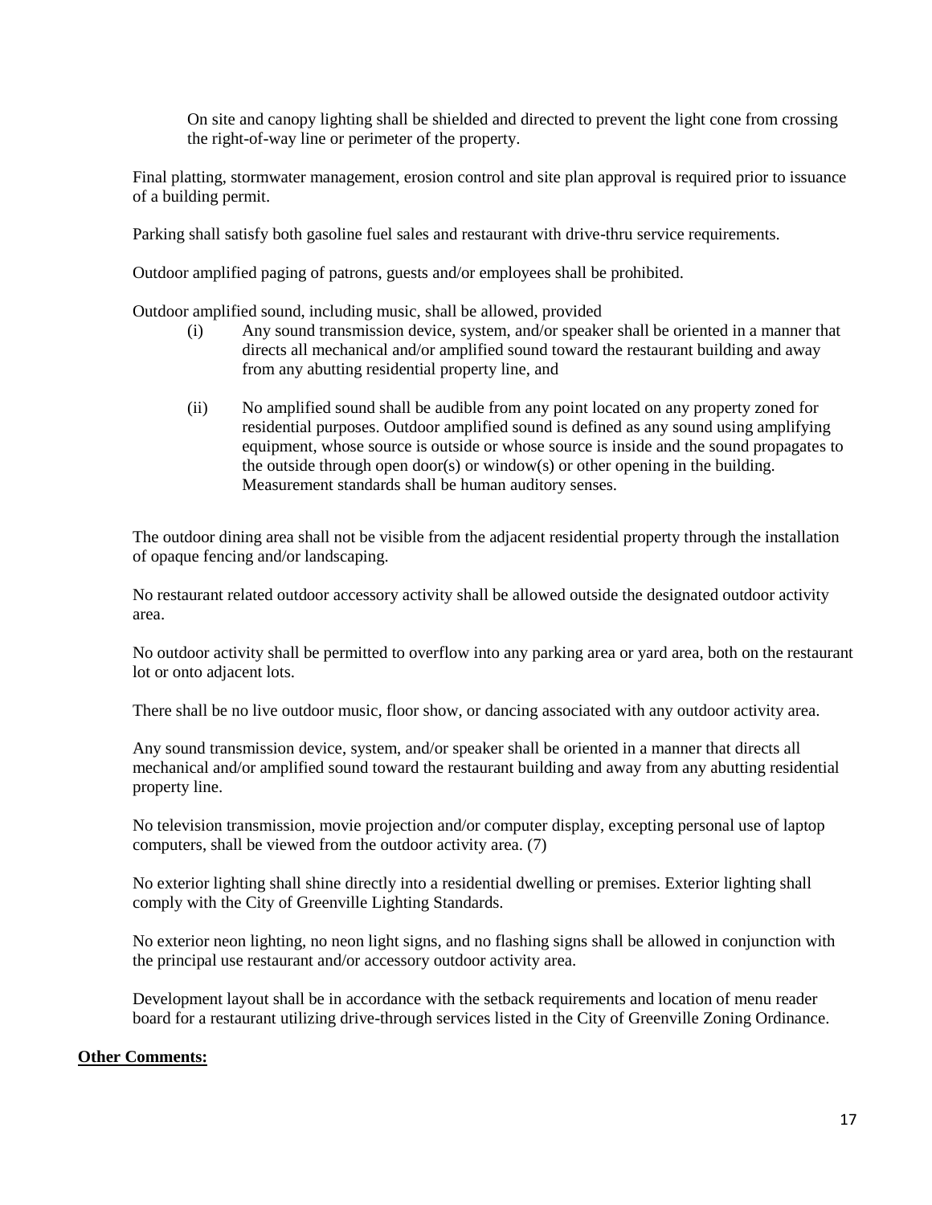On site and canopy lighting shall be shielded and directed to prevent the light cone from crossing the right-of-way line or perimeter of the property.

Final platting, stormwater management, erosion control and site plan approval is required prior to issuance of a building permit.

Parking shall satisfy both gasoline fuel sales and restaurant with drive-thru service requirements.

Outdoor amplified paging of patrons, guests and/or employees shall be prohibited.

Outdoor amplified sound, including music, shall be allowed, provided

(i) Any sound transmission device, system, and/or speaker shall be oriented in a manner that directs all mechanical and/or amplified sound toward the restaurant building and away from any abutting residential property line, and

(ii) No amplified sound shall be audible from any point located on any property zoned for residential purposes. Outdoor amplified sound is defined as any sound using amplifying equipment, whose source is outside or whose source is inside and the sound propagates to the outside through open door(s) or window(s) or other opening in the building. Measurement standards shall be human auditory senses.

The outdoor dining area shall not be visible from the adjacent residential property through the installation of opaque fencing and/or landscaping.

No restaurant related outdoor accessory activity shall be allowed outside the designated outdoor activity area.

No outdoor activity shall be permitted to overflow into any parking area or yard area, both on the restaurant lot or onto adjacent lots.

There shall be no live outdoor music, floor show, or dancing associated with any outdoor activity area.

Any sound transmission device, system, and/or speaker shall be oriented in a manner that directs all mechanical and/or amplified sound toward the restaurant building and away from any abutting residential property line.

No television transmission, movie projection and/or computer display, excepting personal use of laptop computers, shall be viewed from the outdoor activity area. (7)

No exterior lighting shall shine directly into a residential dwelling or premises. Exterior lighting shall comply with the City of Greenville Lighting Standards.

No exterior neon lighting, no neon light signs, and no flashing signs shall be allowed in conjunction with the principal use restaurant and/or accessory outdoor activity area.

Development layout shall be in accordance with the setback requirements and location of menu reader board for a restaurant utilizing drive-through services listed in the City of Greenville Zoning Ordinance.

**Other Comments:**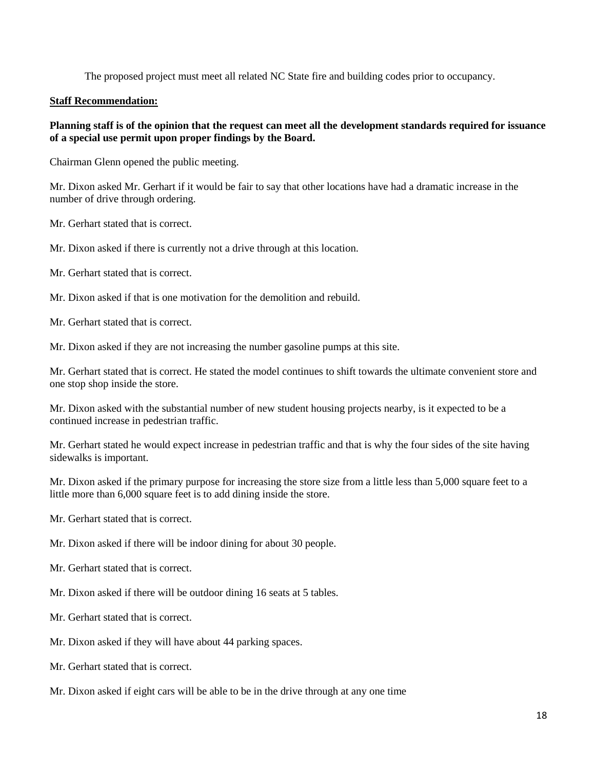The proposed project must meet all related NC State fire and building codes prior to occupancy.

**Staff Recommendation:**

**Planning staff is of the opinion that the request can meet all the development standards required for issuance of a special use permit upon proper findings by the Board.**

Chairman Glenn opened the public meeting.

Mr. Dixon asked Mr. Gerhart if it would be fair to say that other locations have had a dramatic increase in the number of drive through ordering.

Mr. Gerhart stated that is correct.

Mr. Dixon asked if there is currently not a drive through at this location.

Mr. Gerhart stated that is correct.

Mr. Dixon asked if that is one motivation for the demolition and rebuild.

Mr. Gerhart stated that is correct.

Mr. Dixon asked if they are not increasing the number gasoline pumps at this site.

Mr. Gerhart stated that is correct. He stated the model continues to shift towards the ultimate convenient store and one stop shop inside the store.

Mr. Dixon asked with the substantial number of new student housing projects nearby, is it expected to be a continued increase in pedestrian traffic.

Mr. Gerhart stated he would expect increase in pedestrian traffic and that is why the four sides of the site having sidewalks is important.

Mr. Dixon asked if the primary purpose for increasing the store size from a little less than 5,000 square feet to a little more than 6,000 square feet is to add dining inside the store.

Mr. Gerhart stated that is correct.

Mr. Dixon asked if there will be indoor dining for about 30 people.

Mr. Gerhart stated that is correct.

Mr. Dixon asked if there will be outdoor dining 16 seats at 5 tables.

Mr. Gerhart stated that is correct.

Mr. Dixon asked if they will have about 44 parking spaces.

Mr. Gerhart stated that is correct.

Mr. Dixon asked if eight cars will be able to be in the drive through at any one time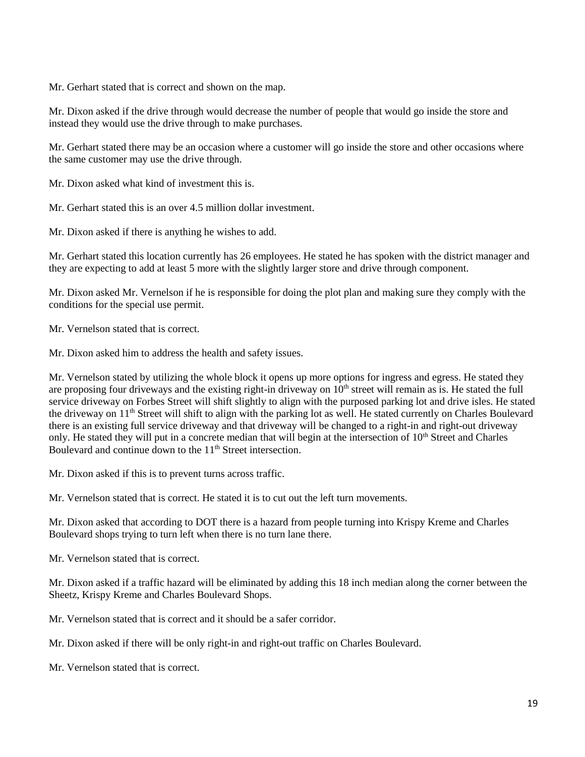Mr. Gerhart stated that is correct and shown on the map.

Mr. Dixon asked if the drive through would decrease the number of people that would go inside the store and instead they would use the drive through to make purchases.

Mr. Gerhart stated there may be an occasion where a customer will go inside the store and other occasions where the same customer may use the drive through.

Mr. Dixon asked what kind of investment this is.

Mr. Gerhart stated this is an over 4.5 million dollar investment.

Mr. Dixon asked if there is anything he wishes to add.

Mr. Gerhart stated this location currently has 26 employees. He stated he has spoken with the district manager and they are expecting to add at least 5 more with the slightly larger store and drive through component.

Mr. Dixon asked Mr. Vernelson if he is responsible for doing the plot plan and making sure they comply with the conditions for the special use permit.

Mr. Vernelson stated that is correct.

Mr. Dixon asked him to address the health and safety issues.

Mr. Vernelson stated by utilizing the whole block it opens up more options for ingress and egress. He stated they are proposing four driveways and the existing right-in driveway on 10th street will remain as is. He stated the full service driveway on Forbes Street will shift slightly to align with the purposed parking lot and drive isles. He stated the driveway on 11th Street will shift to align with the parking lot as well. He stated currently on Charles Boulevard there is an existing full service driveway and that driveway will be changed to a right-in and right-out driveway only. He stated they will put in a concrete median that will begin at the intersection of 10th Street and Charles Boulevard and continue down to the 11th Street intersection.

Mr. Dixon asked if this is to prevent turns across traffic.

Mr. Vernelson stated that is correct. He stated it is to cut out the left turn movements.

Mr. Dixon asked that according to DOT there is a hazard from people turning into Krispy Kreme and Charles Boulevard shops trying to turn left when there is no turn lane there.

Mr. Vernelson stated that is correct.

Mr. Dixon asked if a traffic hazard will be eliminated by adding this 18 inch median along the corner between the Sheetz, Krispy Kreme and Charles Boulevard Shops.

Mr. Vernelson stated that is correct and it should be a safer corridor.

Mr. Dixon asked if there will be only right-in and right-out traffic on Charles Boulevard.

Mr. Vernelson stated that is correct.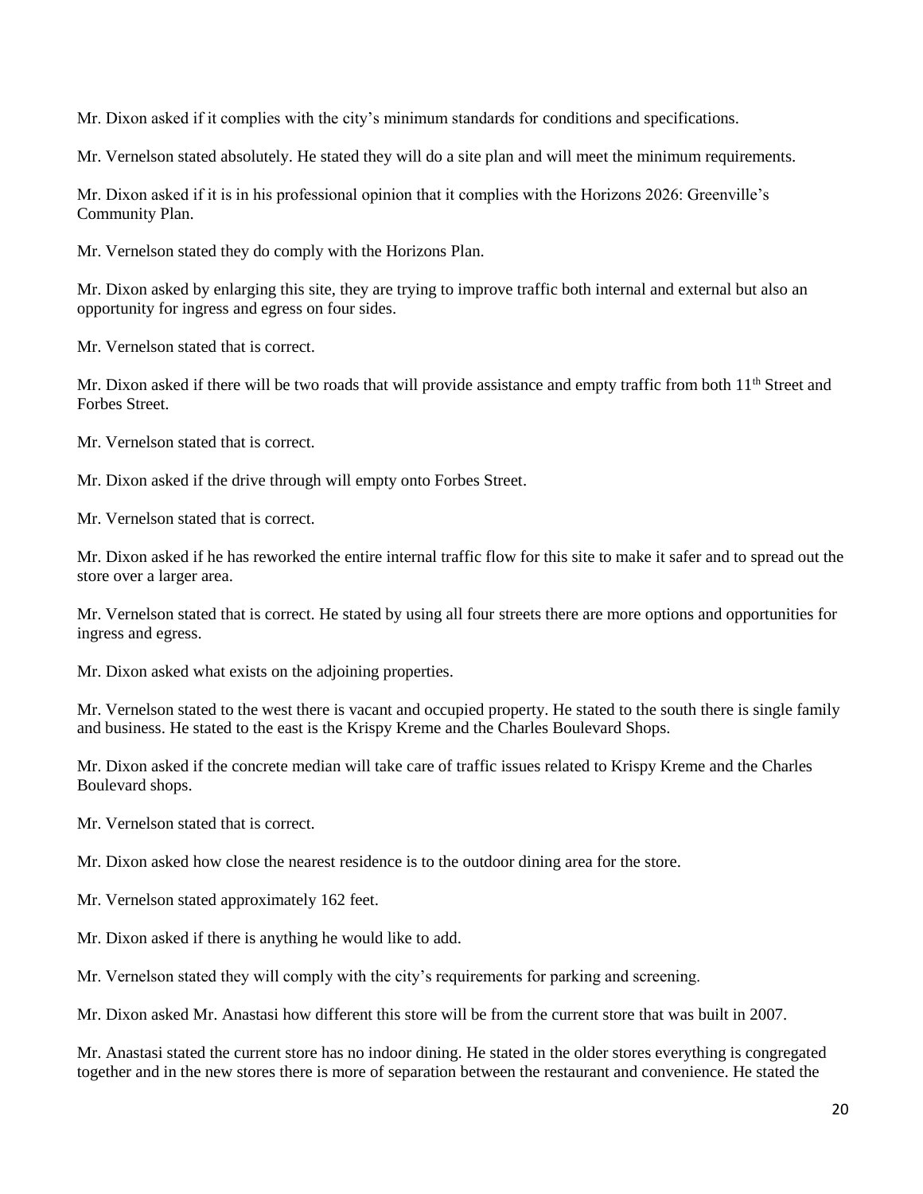Mr. Dixon asked if it complies with the city's minimum standards for conditions and specifications.

Mr. Vernelson stated absolutely. He stated they will do a site plan and will meet the minimum requirements.

Mr. Dixon asked if it is in his professional opinion that it complies with the Horizons 2026: Greenville's Community Plan.

Mr. Vernelson stated they do comply with the Horizons Plan.

Mr. Dixon asked by enlarging this site, they are trying to improve traffic both internal and external but also an opportunity for ingress and egress on four sides.

Mr. Vernelson stated that is correct.

Mr. Dixon asked if there will be two roads that will provide assistance and empty traffic from both 11th Street and Forbes Street.

Mr. Vernelson stated that is correct.

Mr. Dixon asked if the drive through will empty onto Forbes Street.

Mr. Vernelson stated that is correct.

Mr. Dixon asked if he has reworked the entire internal traffic flow for this site to make it safer and to spread out the store over a larger area.

Mr. Vernelson stated that is correct. He stated by using all four streets there are more options and opportunities for ingress and egress.

Mr. Dixon asked what exists on the adjoining properties.

Mr. Vernelson stated to the west there is vacant and occupied property. He stated to the south there is single family and business. He stated to the east is the Krispy Kreme and the Charles Boulevard Shops.

Mr. Dixon asked if the concrete median will take care of traffic issues related to Krispy Kreme and the Charles Boulevard shops.

Mr. Vernelson stated that is correct.

Mr. Dixon asked how close the nearest residence is to the outdoor dining area for the store.

Mr. Vernelson stated approximately 162 feet.

Mr. Dixon asked if there is anything he would like to add.

Mr. Vernelson stated they will comply with the city's requirements for parking and screening.

Mr. Dixon asked Mr. Anastasi how different this store will be from the current store that was built in 2007.

Mr. Anastasi stated the current store has no indoor dining. He stated in the older stores everything is congregated together and in the new stores there is more of separation between the restaurant and convenience. He stated the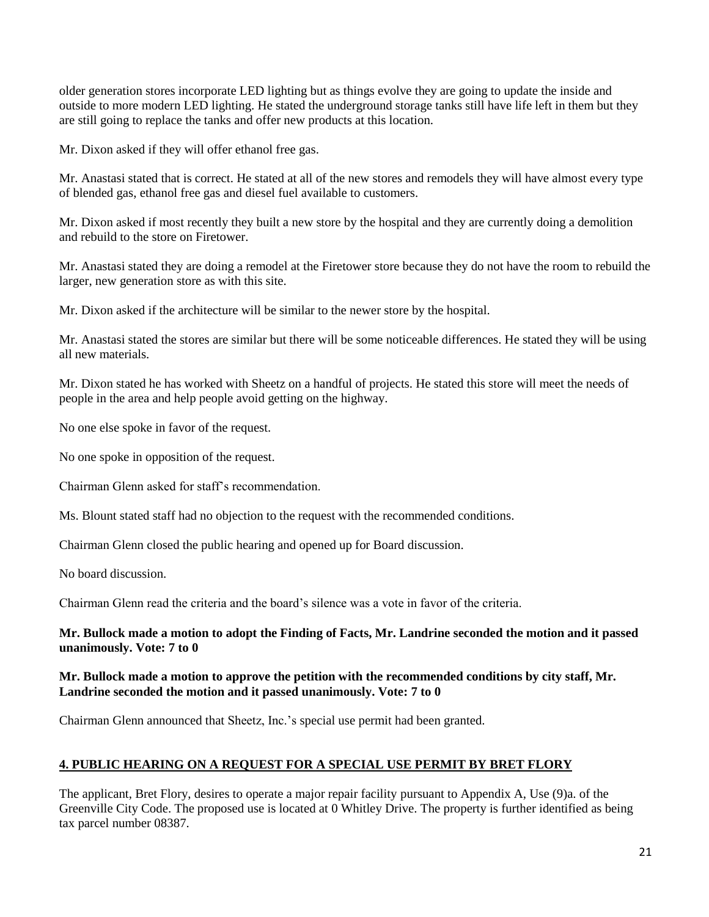older generation stores incorporate LED lighting but as things evolve they are going to update the inside and outside to more modern LED lighting. He stated the underground storage tanks still have life left in them but they are still going to replace the tanks and offer new products at this location.

Mr. Dixon asked if they will offer ethanol free gas.

Mr. Anastasi stated that is correct. He stated at all of the new stores and remodels they will have almost every type of blended gas, ethanol free gas and diesel fuel available to customers.

Mr. Dixon asked if most recently they built a new store by the hospital and they are currently doing a demolition and rebuild to the store on Firetower.

Mr. Anastasi stated they are doing a remodel at the Firetower store because they do not have the room to rebuild the larger, new generation store as with this site.

Mr. Dixon asked if the architecture will be similar to the newer store by the hospital.

Mr. Anastasi stated the stores are similar but there will be some noticeable differences. He stated they will be using all new materials.

Mr. Dixon stated he has worked with Sheetz on a handful of projects. He stated this store will meet the needs of people in the area and help people avoid getting on the highway.

No one else spoke in favor of the request.

No one spoke in opposition of the request.

Chairman Glenn asked for staff's recommendation.

Ms. Blount stated staff had no objection to the request with the recommended conditions.

Chairman Glenn closed the public hearing and opened up for Board discussion.

No board discussion.

Chairman Glenn read the criteria and the board's silence was a vote in favor of the criteria.

**Mr. Bullock made a motion to adopt the Finding of Facts, Mr. Landrine seconded the motion and it passed unanimously. Vote: 7 to 0**

**Mr. Bullock made a motion to approve the petition with the recommended conditions by city staff, Mr. Landrine seconded the motion and it passed unanimously. Vote: 7 to 0**

Chairman Glenn announced that Sheetz, Inc.'s special use permit had been granted.

## 4. PUBLIC HEARING ON A REQUEST FOR A SPECIAL USE PERMIT BY BRET FLORY

The applicant, Bret Flory, desires to operate a major repair facility pursuant to Appendix A, Use (9)a. of the Greenville City Code. The proposed use is located at 0 Whitley Drive. The property is further identified as being tax parcel number 08387.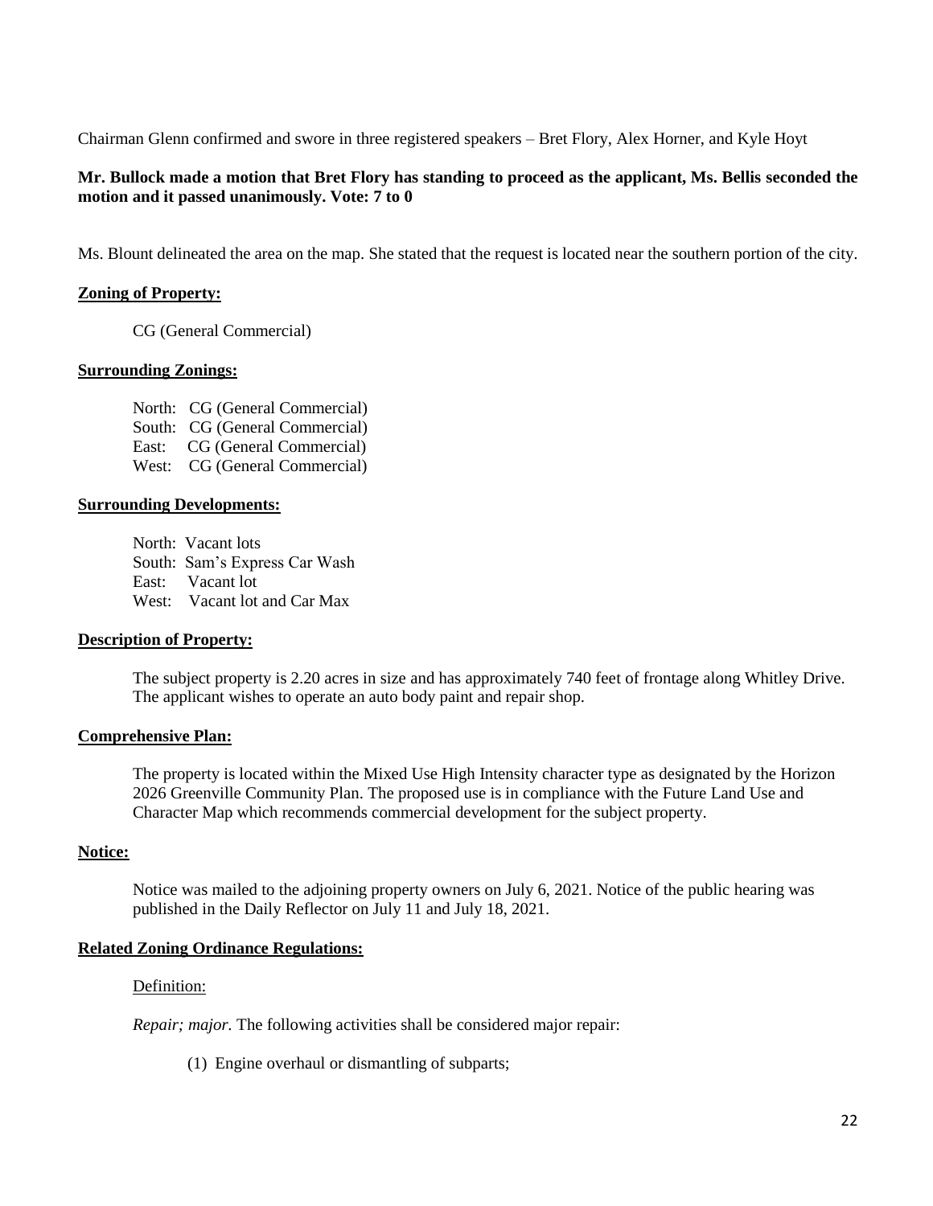Chairman Glenn confirmed and swore in three registered speakers – Bret Flory, Alex Horner, and Kyle Hoyt

**Mr. Bullock made a motion that Bret Flory has standing to proceed as the applicant, Ms. Bellis seconded the motion and it passed unanimously. Vote: 7 to 0**

Ms. Blount delineated the area on the map. She stated that the request is located near the southern portion of the city.

**Zoning of Property:**

CG (General Commercial)

**Surrounding Zonings:**

North: CG (General Commercial)
South: CG (General Commercial)
East: CG (General Commercial)
West: CG (General Commercial)

**Surrounding Developments:**

North: Vacant lots
South: Sam's Express Car Wash
East: Vacant lot
West: Vacant lot and Car Max

**Description of Property:**

The subject property is 2.20 acres in size and has approximately 740 feet of frontage along Whitley Drive. The applicant wishes to operate an auto body paint and repair shop.

**Comprehensive Plan:**

The property is located within the Mixed Use High Intensity character type as designated by the Horizon 2026 Greenville Community Plan. The proposed use is in compliance with the Future Land Use and Character Map which recommends commercial development for the subject property.

**Notice:**

Notice was mailed to the adjoining property owners on July 6, 2021. Notice of the public hearing was published in the Daily Reflector on July 11 and July 18, 2021.

**Related Zoning Ordinance Regulations:**

Definition:

*Repair; major.* The following activities shall be considered major repair:

(1) Engine overhaul or dismantling of subparts;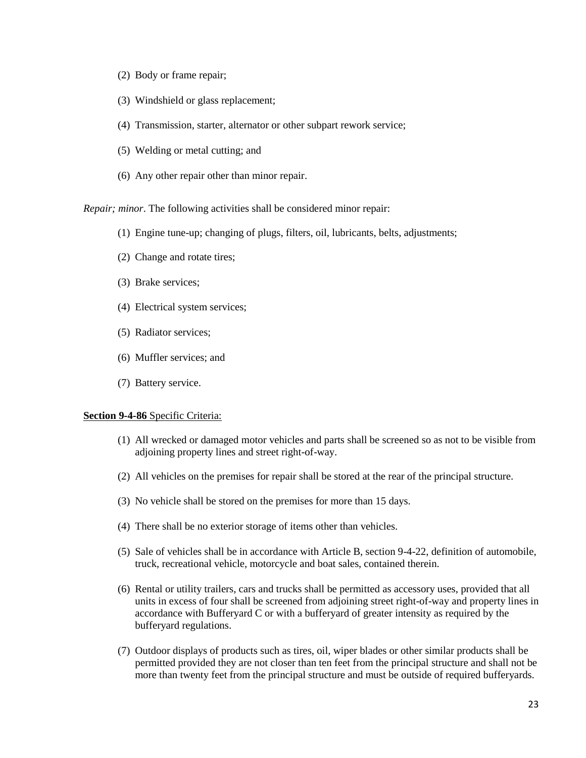(2) Body or frame repair;

(3) Windshield or glass replacement;

(4) Transmission, starter, alternator or other subpart rework service;

(5) Welding or metal cutting; and

(6) Any other repair other than minor repair.

*Repair; minor*. The following activities shall be considered minor repair:

(1) Engine tune-up; changing of plugs, filters, oil, lubricants, belts, adjustments;

(2) Change and rotate tires;

(3) Brake services;

(4) Electrical system services;

(5) Radiator services;

(6) Muffler services; and

(7) Battery service.

**Section 9-4-86** Specific Criteria:

(1) All wrecked or damaged motor vehicles and parts shall be screened so as not to be visible from adjoining property lines and street right-of-way.

(2) All vehicles on the premises for repair shall be stored at the rear of the principal structure.

(3) No vehicle shall be stored on the premises for more than 15 days.

(4) There shall be no exterior storage of items other than vehicles.

(5) Sale of vehicles shall be in accordance with Article B, section 9-4-22, definition of automobile, truck, recreational vehicle, motorcycle and boat sales, contained therein.

(6) Rental or utility trailers, cars and trucks shall be permitted as accessory uses, provided that all units in excess of four shall be screened from adjoining street right-of-way and property lines in accordance with Bufferyard C or with a bufferyard of greater intensity as required by the bufferyard regulations.

(7) Outdoor displays of products such as tires, oil, wiper blades or other similar products shall be permitted provided they are not closer than ten feet from the principal structure and shall not be more than twenty feet from the principal structure and must be outside of required bufferyards.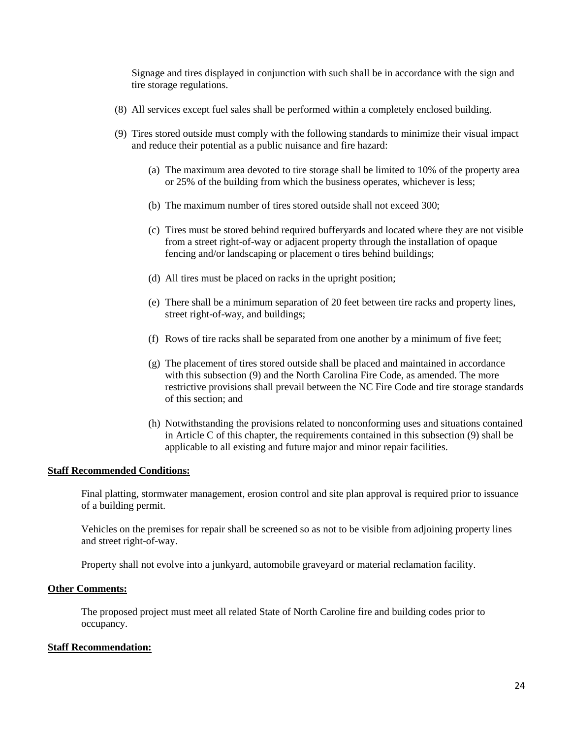Signage and tires displayed in conjunction with such shall be in accordance with the sign and tire storage regulations.

(8) All services except fuel sales shall be performed within a completely enclosed building.

(9) Tires stored outside must comply with the following standards to minimize their visual impact and reduce their potential as a public nuisance and fire hazard:

  (a) The maximum area devoted to tire storage shall be limited to 10% of the property area or 25% of the building from which the business operates, whichever is less;

  (b) The maximum number of tires stored outside shall not exceed 300;

  (c) Tires must be stored behind required bufferyards and located where they are not visible from a street right-of-way or adjacent property through the installation of opaque fencing and/or landscaping or placement o tires behind buildings;

  (d) All tires must be placed on racks in the upright position;

  (e) There shall be a minimum separation of 20 feet between tire racks and property lines, street right-of-way, and buildings;

  (f) Rows of tire racks shall be separated from one another by a minimum of five feet;

  (g) The placement of tires stored outside shall be placed and maintained in accordance with this subsection (9) and the North Carolina Fire Code, as amended. The more restrictive provisions shall prevail between the NC Fire Code and tire storage standards of this section; and

  (h) Notwithstanding the provisions related to nonconforming uses and situations contained in Article C of this chapter, the requirements contained in this subsection (9) shall be applicable to all existing and future major and minor repair facilities.

**Staff Recommended Conditions:**

Final platting, stormwater management, erosion control and site plan approval is required prior to issuance of a building permit.

Vehicles on the premises for repair shall be screened so as not to be visible from adjoining property lines and street right-of-way.

Property shall not evolve into a junkyard, automobile graveyard or material reclamation facility.

**Other Comments:**

The proposed project must meet all related State of North Caroline fire and building codes prior to occupancy.

**Staff Recommendation:**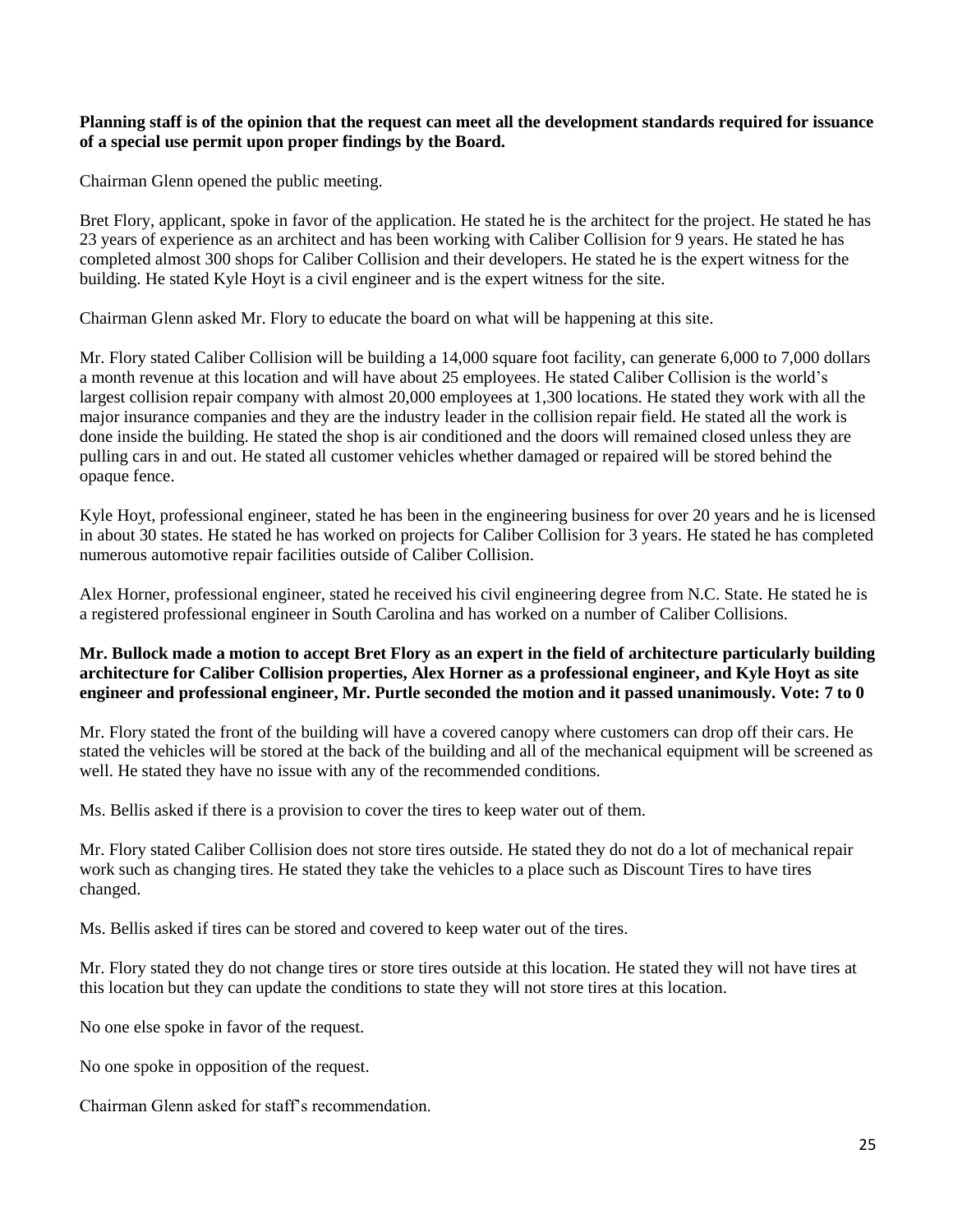**Planning staff is of the opinion that the request can meet all the development standards required for issuance of a special use permit upon proper findings by the Board.**

Chairman Glenn opened the public meeting.

Bret Flory, applicant, spoke in favor of the application. He stated he is the architect for the project. He stated he has 23 years of experience as an architect and has been working with Caliber Collision for 9 years. He stated he has completed almost 300 shops for Caliber Collision and their developers. He stated he is the expert witness for the building. He stated Kyle Hoyt is a civil engineer and is the expert witness for the site.

Chairman Glenn asked Mr. Flory to educate the board on what will be happening at this site.

Mr. Flory stated Caliber Collision will be building a 14,000 square foot facility, can generate 6,000 to 7,000 dollars a month revenue at this location and will have about 25 employees. He stated Caliber Collision is the world's largest collision repair company with almost 20,000 employees at 1,300 locations. He stated they work with all the major insurance companies and they are the industry leader in the collision repair field. He stated all the work is done inside the building. He stated the shop is air conditioned and the doors will remained closed unless they are pulling cars in and out. He stated all customer vehicles whether damaged or repaired will be stored behind the opaque fence.

Kyle Hoyt, professional engineer, stated he has been in the engineering business for over 20 years and he is licensed in about 30 states. He stated he has worked on projects for Caliber Collision for 3 years. He stated he has completed numerous automotive repair facilities outside of Caliber Collision.

Alex Horner, professional engineer, stated he received his civil engineering degree from N.C. State. He stated he is a registered professional engineer in South Carolina and has worked on a number of Caliber Collisions.

**Mr. Bullock made a motion to accept Bret Flory as an expert in the field of architecture particularly building architecture for Caliber Collision properties, Alex Horner as a professional engineer, and Kyle Hoyt as site engineer and professional engineer, Mr. Purtle seconded the motion and it passed unanimously. Vote: 7 to 0**

Mr. Flory stated the front of the building will have a covered canopy where customers can drop off their cars. He stated the vehicles will be stored at the back of the building and all of the mechanical equipment will be screened as well. He stated they have no issue with any of the recommended conditions.

Ms. Bellis asked if there is a provision to cover the tires to keep water out of them.

Mr. Flory stated Caliber Collision does not store tires outside. He stated they do not do a lot of mechanical repair work such as changing tires. He stated they take the vehicles to a place such as Discount Tires to have tires changed.

Ms. Bellis asked if tires can be stored and covered to keep water out of the tires.

Mr. Flory stated they do not change tires or store tires outside at this location. He stated they will not have tires at this location but they can update the conditions to state they will not store tires at this location.

No one else spoke in favor of the request.

No one spoke in opposition of the request.

Chairman Glenn asked for staff's recommendation.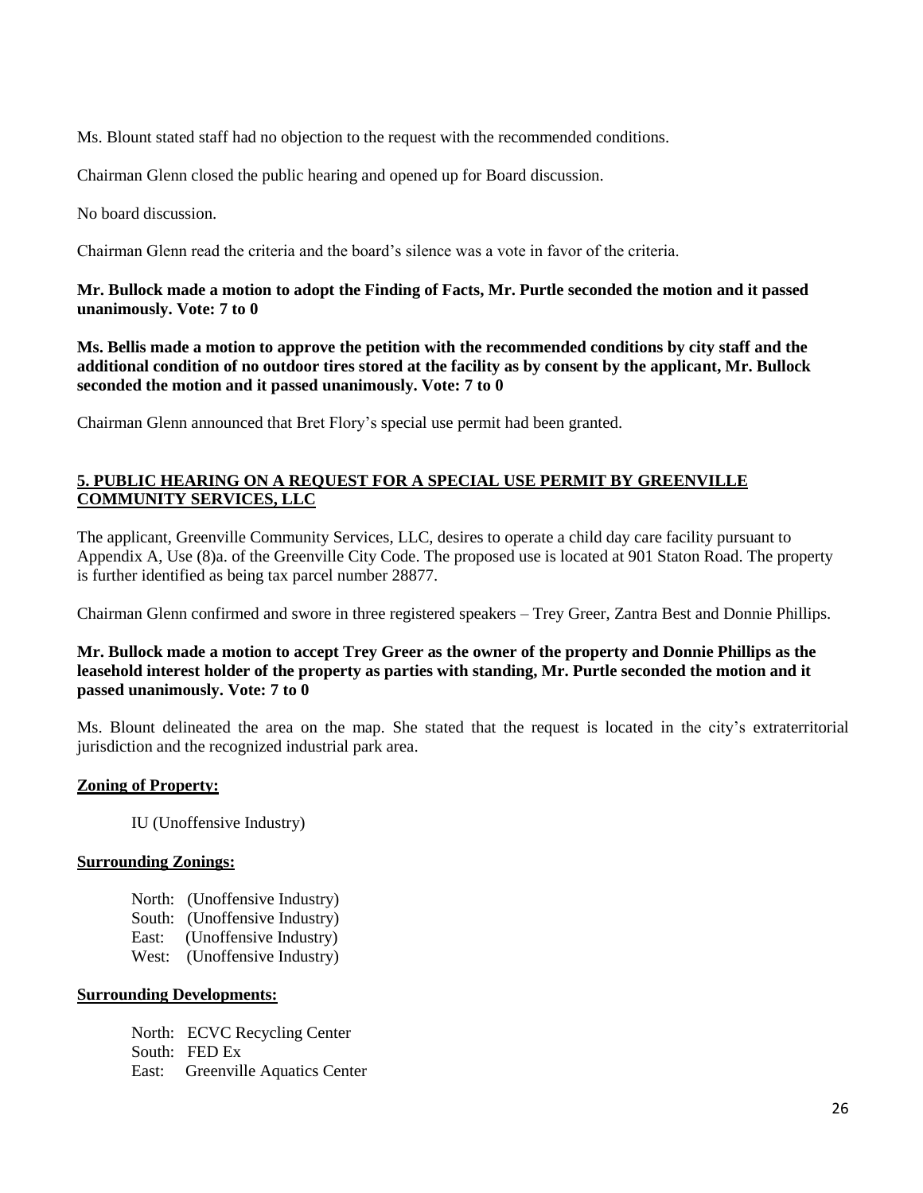Ms. Blount stated staff had no objection to the request with the recommended conditions.

Chairman Glenn closed the public hearing and opened up for Board discussion.

No board discussion.

Chairman Glenn read the criteria and the board's silence was a vote in favor of the criteria.

**Mr. Bullock made a motion to adopt the Finding of Facts, Mr. Purtle seconded the motion and it passed unanimously. Vote: 7 to 0**

**Ms. Bellis made a motion to approve the petition with the recommended conditions by city staff and the additional condition of no outdoor tires stored at the facility as by consent by the applicant, Mr. Bullock seconded the motion and it passed unanimously. Vote: 7 to 0**

Chairman Glenn announced that Bret Flory's special use permit had been granted.

## 5. PUBLIC HEARING ON A REQUEST FOR A SPECIAL USE PERMIT BY GREENVILLE COMMUNITY SERVICES, LLC

The applicant, Greenville Community Services, LLC, desires to operate a child day care facility pursuant to Appendix A, Use (8)a. of the Greenville City Code. The proposed use is located at 901 Staton Road. The property is further identified as being tax parcel number 28877.

Chairman Glenn confirmed and swore in three registered speakers – Trey Greer, Zantra Best and Donnie Phillips.

**Mr. Bullock made a motion to accept Trey Greer as the owner of the property and Donnie Phillips as the leasehold interest holder of the property as parties with standing, Mr. Purtle seconded the motion and it passed unanimously. Vote: 7 to 0**

Ms. Blount delineated the area on the map. She stated that the request is located in the city's extraterritorial jurisdiction and the recognized industrial park area.

**Zoning of Property:**

IU (Unoffensive Industry)

**Surrounding Zonings:**

North: (Unoffensive Industry)
South: (Unoffensive Industry)
East: (Unoffensive Industry)
West: (Unoffensive Industry)

**Surrounding Developments:**

North: ECVC Recycling Center
South: FED Ex
East: Greenville Aquatics Center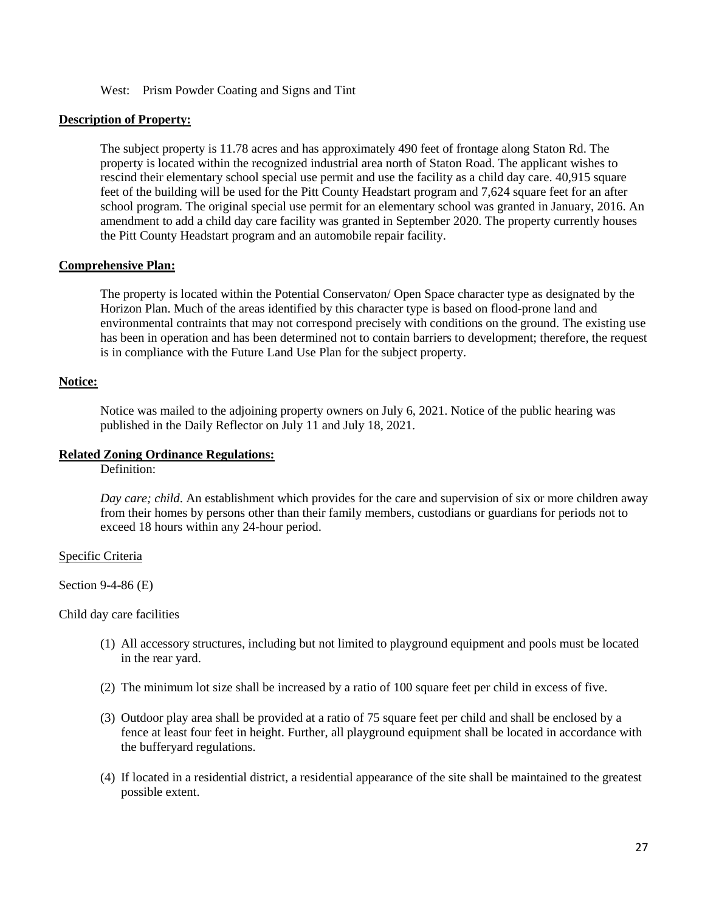West: Prism Powder Coating and Signs and Tint

**Description of Property:**

The subject property is 11.78 acres and has approximately 490 feet of frontage along Staton Rd. The property is located within the recognized industrial area north of Staton Road. The applicant wishes to rescind their elementary school special use permit and use the facility as a child day care. 40,915 square feet of the building will be used for the Pitt County Headstart program and 7,624 square feet for an after school program. The original special use permit for an elementary school was granted in January, 2016. An amendment to add a child day care facility was granted in September 2020. The property currently houses the Pitt County Headstart program and an automobile repair facility.

**Comprehensive Plan:**

The property is located within the Potential Conservaton/ Open Space character type as designated by the Horizon Plan. Much of the areas identified by this character type is based on flood-prone land and environmental contraints that may not correspond precisely with conditions on the ground. The existing use has been in operation and has been determined not to contain barriers to development; therefore, the request is in compliance with the Future Land Use Plan for the subject property.

**Notice:**

Notice was mailed to the adjoining property owners on July 6, 2021. Notice of the public hearing was published in the Daily Reflector on July 11 and July 18, 2021.

**Related Zoning Ordinance Regulations:**

Definition:

*Day care; child*. An establishment which provides for the care and supervision of six or more children away from their homes by persons other than their family members, custodians or guardians for periods not to exceed 18 hours within any 24-hour period.

Specific Criteria

Section 9-4-86 (E)

Child day care facilities

(1) All accessory structures, including but not limited to playground equipment and pools must be located in the rear yard.

(2) The minimum lot size shall be increased by a ratio of 100 square feet per child in excess of five.

(3) Outdoor play area shall be provided at a ratio of 75 square feet per child and shall be enclosed by a fence at least four feet in height. Further, all playground equipment shall be located in accordance with the bufferyard regulations.

(4) If located in a residential district, a residential appearance of the site shall be maintained to the greatest possible extent.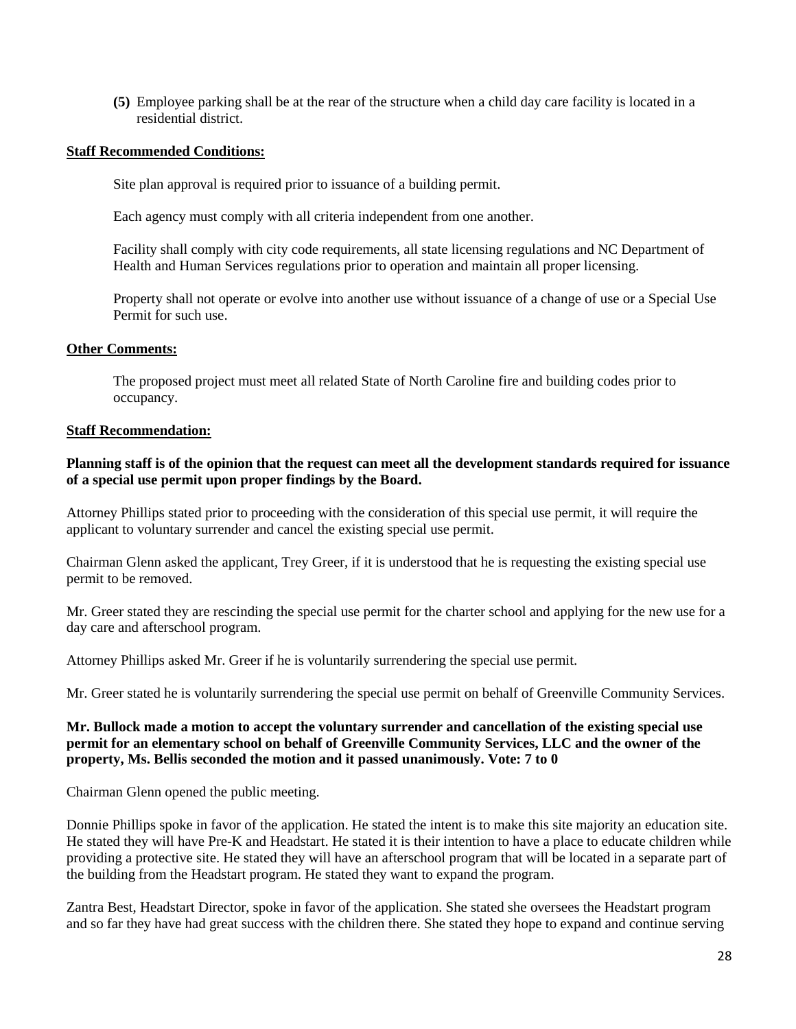**(5)** Employee parking shall be at the rear of the structure when a child day care facility is located in a residential district.

**Staff Recommended Conditions:**

Site plan approval is required prior to issuance of a building permit.

Each agency must comply with all criteria independent from one another.

Facility shall comply with city code requirements, all state licensing regulations and NC Department of Health and Human Services regulations prior to operation and maintain all proper licensing.

Property shall not operate or evolve into another use without issuance of a change of use or a Special Use Permit for such use.

**Other Comments:**

The proposed project must meet all related State of North Caroline fire and building codes prior to occupancy.

**Staff Recommendation:**

**Planning staff is of the opinion that the request can meet all the development standards required for issuance of a special use permit upon proper findings by the Board.**

Attorney Phillips stated prior to proceeding with the consideration of this special use permit, it will require the applicant to voluntary surrender and cancel the existing special use permit.

Chairman Glenn asked the applicant, Trey Greer, if it is understood that he is requesting the existing special use permit to be removed.

Mr. Greer stated they are rescinding the special use permit for the charter school and applying for the new use for a day care and afterschool program.

Attorney Phillips asked Mr. Greer if he is voluntarily surrendering the special use permit.

Mr. Greer stated he is voluntarily surrendering the special use permit on behalf of Greenville Community Services.

**Mr. Bullock made a motion to accept the voluntary surrender and cancellation of the existing special use permit for an elementary school on behalf of Greenville Community Services, LLC and the owner of the property, Ms. Bellis seconded the motion and it passed unanimously. Vote: 7 to 0**

Chairman Glenn opened the public meeting.

Donnie Phillips spoke in favor of the application. He stated the intent is to make this site majority an education site. He stated they will have Pre-K and Headstart. He stated it is their intention to have a place to educate children while providing a protective site. He stated they will have an afterschool program that will be located in a separate part of the building from the Headstart program. He stated they want to expand the program.

Zantra Best, Headstart Director, spoke in favor of the application. She stated she oversees the Headstart program and so far they have had great success with the children there. She stated they hope to expand and continue serving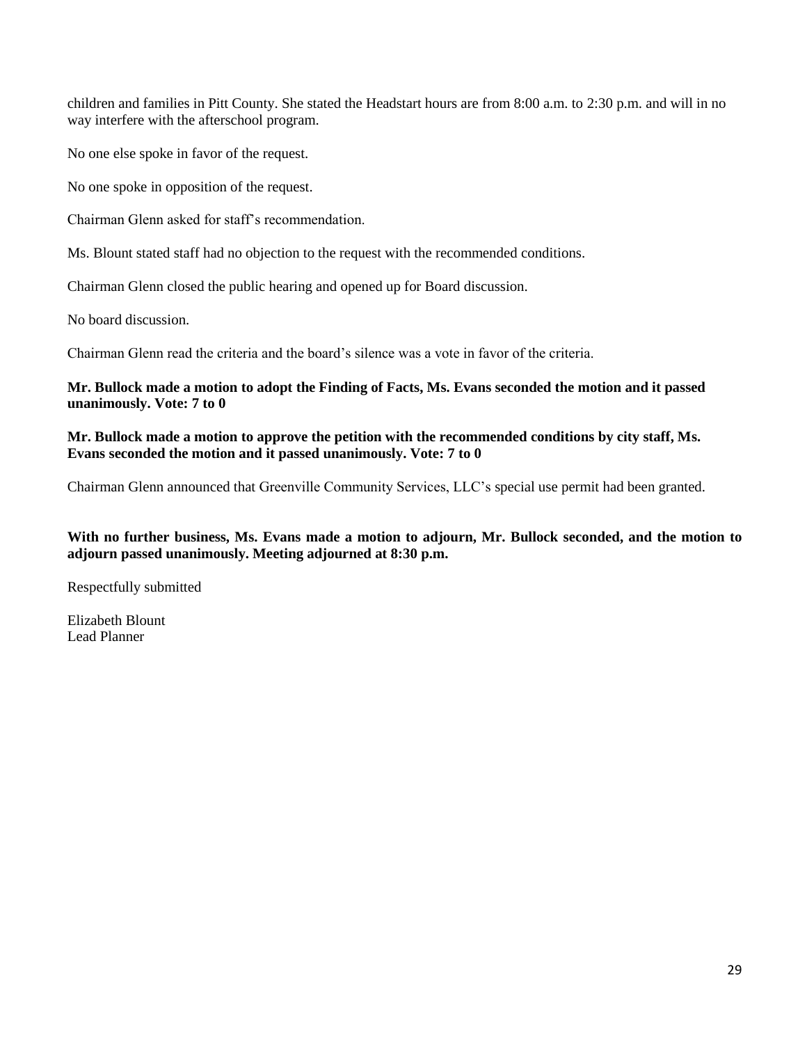children and families in Pitt County. She stated the Headstart hours are from 8:00 a.m. to 2:30 p.m. and will in no way interfere with the afterschool program.

No one else spoke in favor of the request.

No one spoke in opposition of the request.

Chairman Glenn asked for staff's recommendation.

Ms. Blount stated staff had no objection to the request with the recommended conditions.

Chairman Glenn closed the public hearing and opened up for Board discussion.

No board discussion.

Chairman Glenn read the criteria and the board's silence was a vote in favor of the criteria.

**Mr. Bullock made a motion to adopt the Finding of Facts, Ms. Evans seconded the motion and it passed unanimously. Vote: 7 to 0**

**Mr. Bullock made a motion to approve the petition with the recommended conditions by city staff, Ms. Evans seconded the motion and it passed unanimously. Vote: 7 to 0**

Chairman Glenn announced that Greenville Community Services, LLC's special use permit had been granted.

**With no further business, Ms. Evans made a motion to adjourn, Mr. Bullock seconded, and the motion to adjourn passed unanimously. Meeting adjourned at 8:30 p.m.**

Respectfully submitted

Elizabeth Blount
Lead Planner